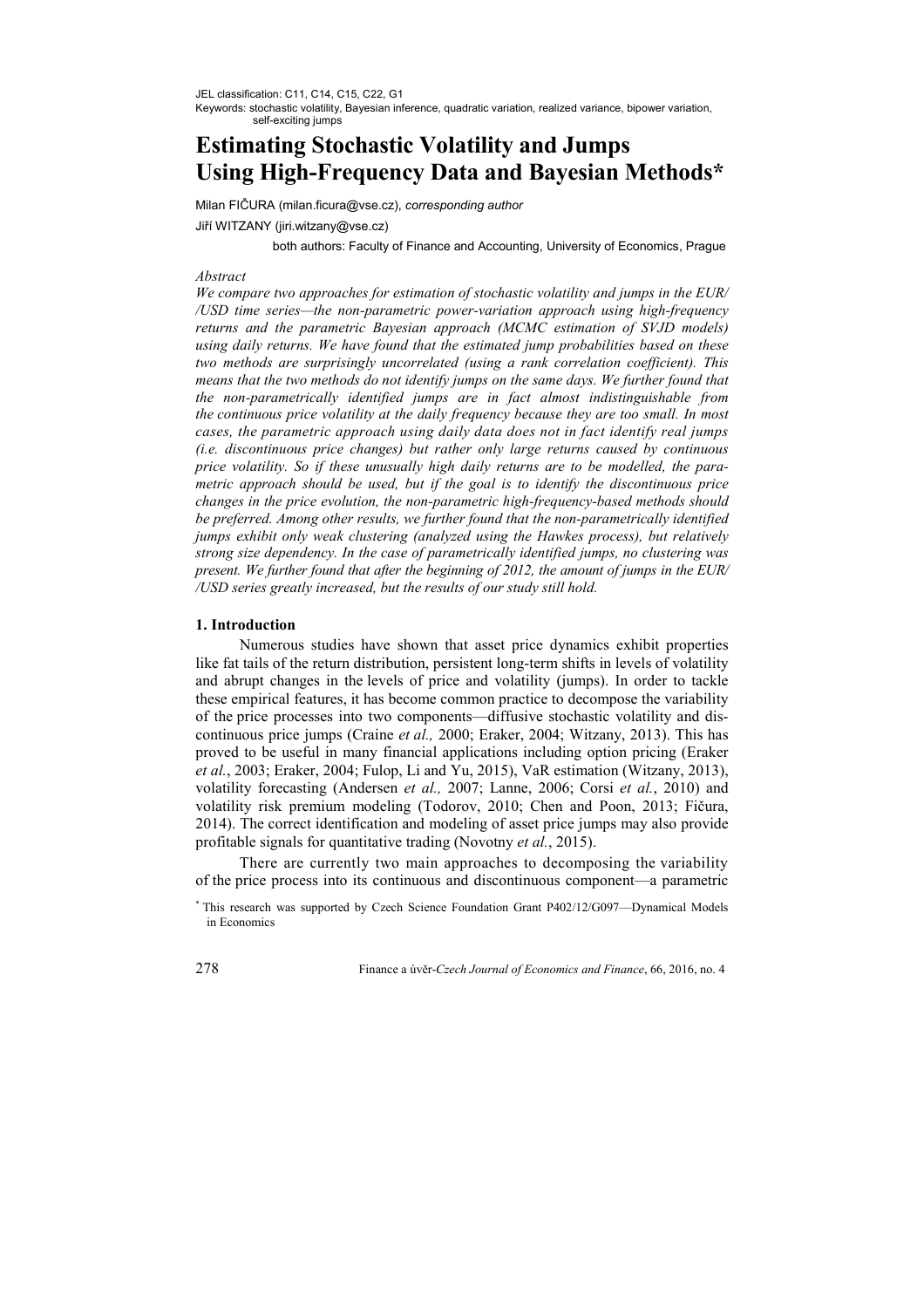JEL classification: C11, C14, C15, C22, G1

Keywords: stochastic volatility, Bayesian inference, quadratic variation, realized variance, bipower variation, self-exciting jumps

# Estimating Stochastic Volatility and Jumps Using High-Frequency Data and Bayesian Methods*

Milan FIČURA (milan.ficura@vse.cz), *corresponding author*

Jiří WITZANY (jiri.witzany@vse.cz)

both authors: Faculty of Finance and Accounting, University of Economics, Prague

*Abstract*

*We compare two approaches for estimation of stochastic volatility and jumps in the EUR/ /USD time series—the non-parametric power-variation approach using high-frequency returns and the parametric Bayesian approach (MCMC estimation of SVJD models) using daily returns. We have found that the estimated jump probabilities based on these two methods are surprisingly uncorrelated (using a rank correlation coefficient). This means that the two methods do not identify jumps on the same days. We further found that the non-parametrically identified jumps are in fact almost indistinguishable from the continuous price volatility at the daily frequency because they are too small. In most cases, the parametric approach using daily data does not in fact identify real jumps (i.e. discontinuous price changes) but rather only large returns caused by continuous price volatility. So if these unusually high daily returns are to be modelled, the parametric approach should be used, but if the goal is to identify the discontinuous price changes in the price evolution, the non-parametric high-frequency-based methods should be preferred. Among other results, we further found that the non-parametrically identified jumps exhibit only weak clustering (analyzed using the Hawkes process), but relatively strong size dependency. In the case of parametrically identified jumps, no clustering was present. We further found that after the beginning of 2012, the amount of jumps in the EUR/ /USD series greatly increased, but the results of our study still hold.*

## 1. Introduction

Numerous studies have shown that asset price dynamics exhibit properties like fat tails of the return distribution, persistent long-term shifts in levels of volatility and abrupt changes in the levels of price and volatility (jumps). In order to tackle these empirical features, it has become common practice to decompose the variability of the price processes into two components—diffusive stochastic volatility and discontinuous price jumps (Craine *et al.,* 2000; Eraker, 2004; Witzany, 2013). This has proved to be useful in many financial applications including option pricing (Eraker *et al.*, 2003; Eraker, 2004; Fulop, Li and Yu, 2015), VaR estimation (Witzany, 2013), volatility forecasting (Andersen *et al.,* 2007; Lanne, 2006; Corsi *et al.*, 2010) and volatility risk premium modeling (Todorov, 2010; Chen and Poon, 2013; Fičura, 2014). The correct identification and modeling of asset price jumps may also provide profitable signals for quantitative trading (Novotny *et al.*, 2015).

There are currently two main approaches to decomposing the variability of the price process into its continuous and discontinuous component—a parametric

[*] This research was supported by Czech Science Foundation Grant P402/12/G097—Dynamical Models in Economics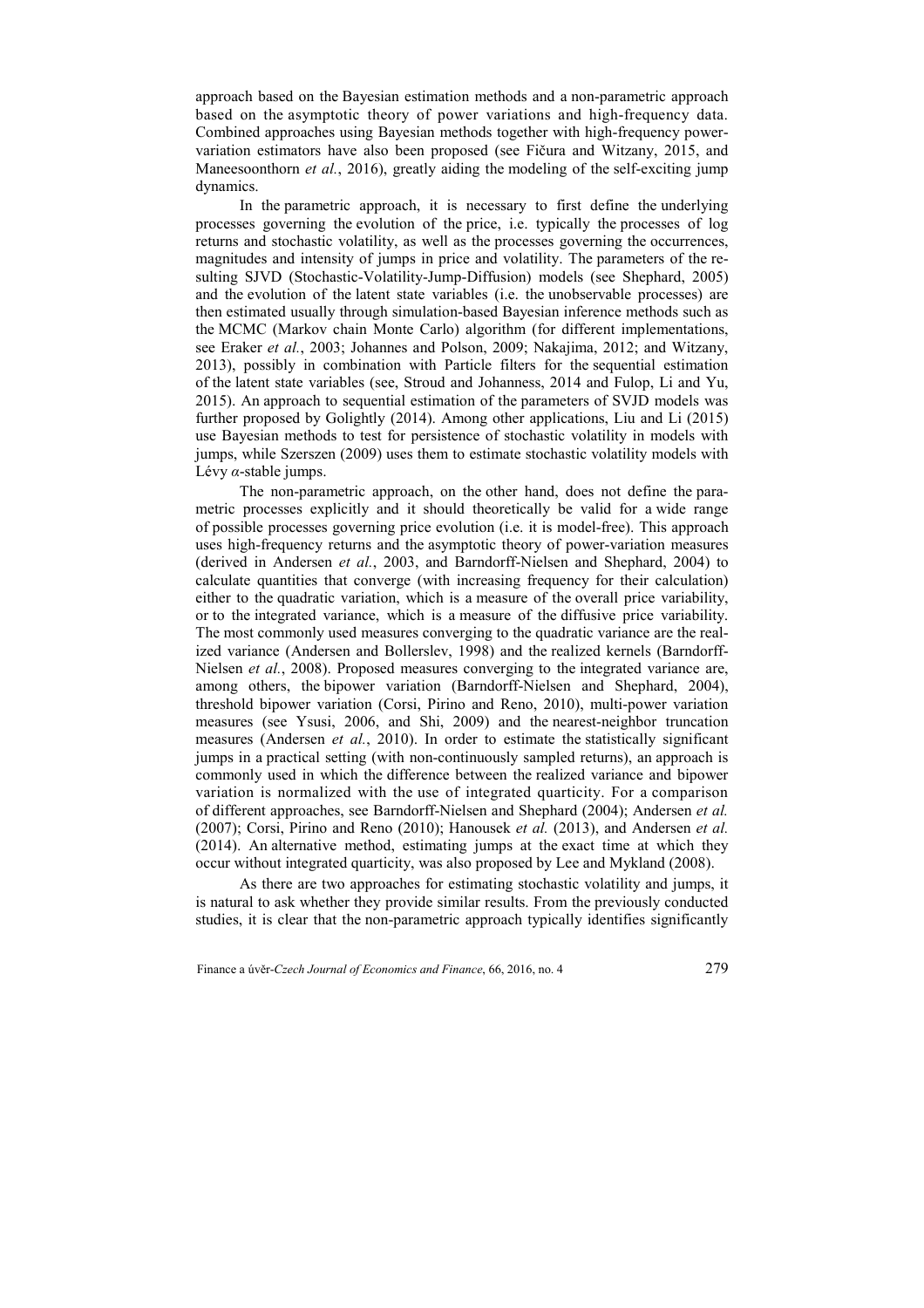approach based on the Bayesian estimation methods and a non-parametric approach based on the asymptotic theory of power variations and high-frequency data. Combined approaches using Bayesian methods together with high-frequency power-variation estimators have also been proposed (see Fičura and Witzany, 2015, and Maneesoonthorn *et al.*, 2016), greatly aiding the modeling of the self-exciting jump dynamics.

In the parametric approach, it is necessary to first define the underlying processes governing the evolution of the price, i.e. typically the processes of log returns and stochastic volatility, as well as the processes governing the occurrences, magnitudes and intensity of jumps in price and volatility. The parameters of the resulting SJVD (Stochastic-Volatility-Jump-Diffusion) models (see Shephard, 2005) and the evolution of the latent state variables (i.e. the unobservable processes) are then estimated usually through simulation-based Bayesian inference methods such as the MCMC (Markov chain Monte Carlo) algorithm (for different implementations, see Eraker *et al.*, 2003; Johannes and Polson, 2009; Nakajima, 2012; and Witzany, 2013), possibly in combination with Particle filters for the sequential estimation of the latent state variables (see, Stroud and Johanness, 2014 and Fulop, Li and Yu, 2015). An approach to sequential estimation of the parameters of SVJD models was further proposed by Golightly (2014). Among other applications, Liu and Li (2015) use Bayesian methods to test for persistence of stochastic volatility in models with jumps, while Szerszen (2009) uses them to estimate stochastic volatility models with Lévy $\alpha$-stable jumps.

The non-parametric approach, on the other hand, does not define the parametric processes explicitly and it should theoretically be valid for a wide range of possible processes governing price evolution (i.e. it is model-free). This approach uses high-frequency returns and the asymptotic theory of power-variation measures (derived in Andersen *et al.*, 2003, and Barndorff-Nielsen and Shephard, 2004) to calculate quantities that converge (with increasing frequency for their calculation) either to the quadratic variation, which is a measure of the overall price variability, or to the integrated variance, which is a measure of the diffusive price variability. The most commonly used measures converging to the quadratic variance are the realized variance (Andersen and Bollerslev, 1998) and the realized kernels (Barndorff-Nielsen *et al.*, 2008). Proposed measures converging to the integrated variance are, among others, the bipower variation (Barndorff-Nielsen and Shephard, 2004), threshold bipower variation (Corsi, Pirino and Reno, 2010), multi-power variation measures (see Ysusi, 2006, and Shi, 2009) and the nearest-neighbor truncation measures (Andersen *et al.*, 2010). In order to estimate the statistically significant jumps in a practical setting (with non-continuously sampled returns), an approach is commonly used in which the difference between the realized variance and bipower variation is normalized with the use of integrated quarticity. For a comparison of different approaches, see Barndorff-Nielsen and Shephard (2004); Andersen *et al.* (2007); Corsi, Pirino and Reno (2010); Hanousek *et al.* (2013), and Andersen *et al.* (2014). An alternative method, estimating jumps at the exact time at which they occur without integrated quarticity, was also proposed by Lee and Mykland (2008).

As there are two approaches for estimating stochastic volatility and jumps, it is natural to ask whether they provide similar results. From the previously conducted studies, it is clear that the non-parametric approach typically identifies significantly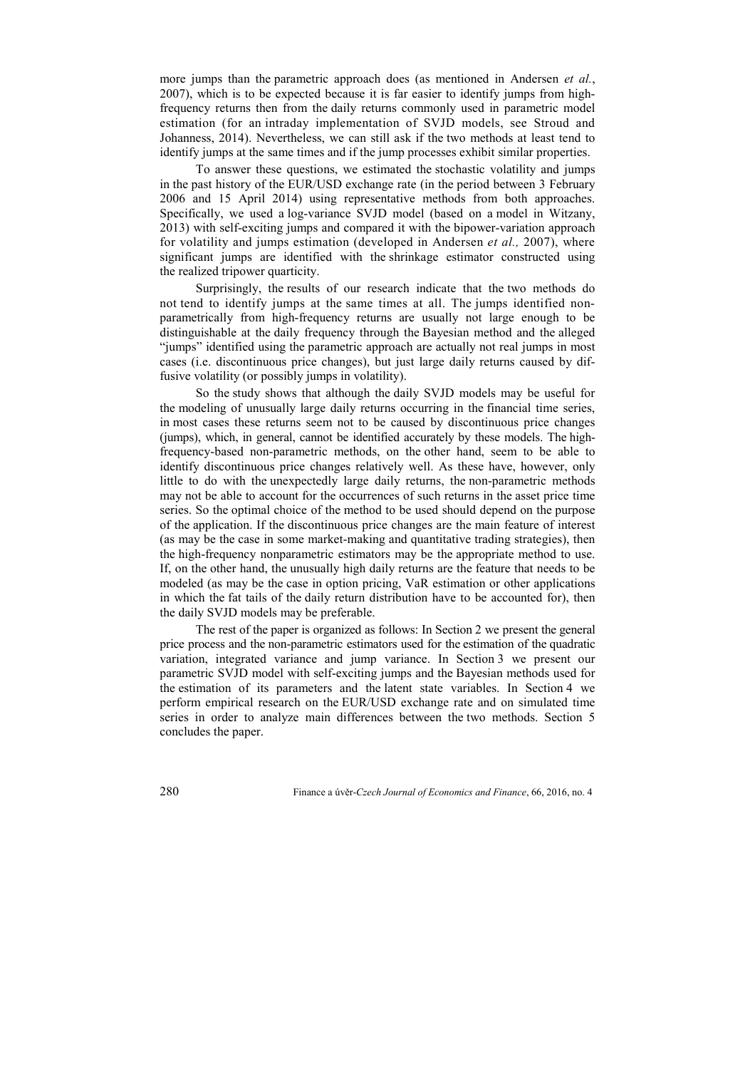more jumps than the parametric approach does (as mentioned in Andersen *et al.*, 2007), which is to be expected because it is far easier to identify jumps from high-frequency returns then from the daily returns commonly used in parametric model estimation (for an intraday implementation of SVJD models, see Stroud and Johanness, 2014). Nevertheless, we can still ask if the two methods at least tend to identify jumps at the same times and if the jump processes exhibit similar properties.

To answer these questions, we estimated the stochastic volatility and jumps in the past history of the EUR/USD exchange rate (in the period between 3 February 2006 and 15 April 2014) using representative methods from both approaches. Specifically, we used a log-variance SVJD model (based on a model in Witzany, 2013) with self-exciting jumps and compared it with the bipower-variation approach for volatility and jumps estimation (developed in Andersen *et al.,* 2007), where significant jumps are identified with the shrinkage estimator constructed using the realized tripower quarticity.

Surprisingly, the results of our research indicate that the two methods do not tend to identify jumps at the same times at all. The jumps identified non-parametrically from high-frequency returns are usually not large enough to be distinguishable at the daily frequency through the Bayesian method and the alleged "jumps" identified using the parametric approach are actually not real jumps in most cases (i.e. discontinuous price changes), but just large daily returns caused by diffusive volatility (or possibly jumps in volatility).

So the study shows that although the daily SVJD models may be useful for the modeling of unusually large daily returns occurring in the financial time series, in most cases these returns seem not to be caused by discontinuous price changes (jumps), which, in general, cannot be identified accurately by these models. The high-frequency-based non-parametric methods, on the other hand, seem to be able to identify discontinuous price changes relatively well. As these have, however, only little to do with the unexpectedly large daily returns, the non-parametric methods may not be able to account for the occurrences of such returns in the asset price time series. So the optimal choice of the method to be used should depend on the purpose of the application. If the discontinuous price changes are the main feature of interest (as may be the case in some market-making and quantitative trading strategies), then the high-frequency nonparametric estimators may be the appropriate method to use. If, on the other hand, the unusually high daily returns are the feature that needs to be modeled (as may be the case in option pricing, VaR estimation or other applications in which the fat tails of the daily return distribution have to be accounted for), then the daily SVJD models may be preferable.

The rest of the paper is organized as follows: In Section 2 we present the general price process and the non-parametric estimators used for the estimation of the quadratic variation, integrated variance and jump variance. In Section 3 we present our parametric SVJD model with self-exciting jumps and the Bayesian methods used for the estimation of its parameters and the latent state variables. In Section 4 we perform empirical research on the EUR/USD exchange rate and on simulated time series in order to analyze main differences between the two methods. Section 5 concludes the paper.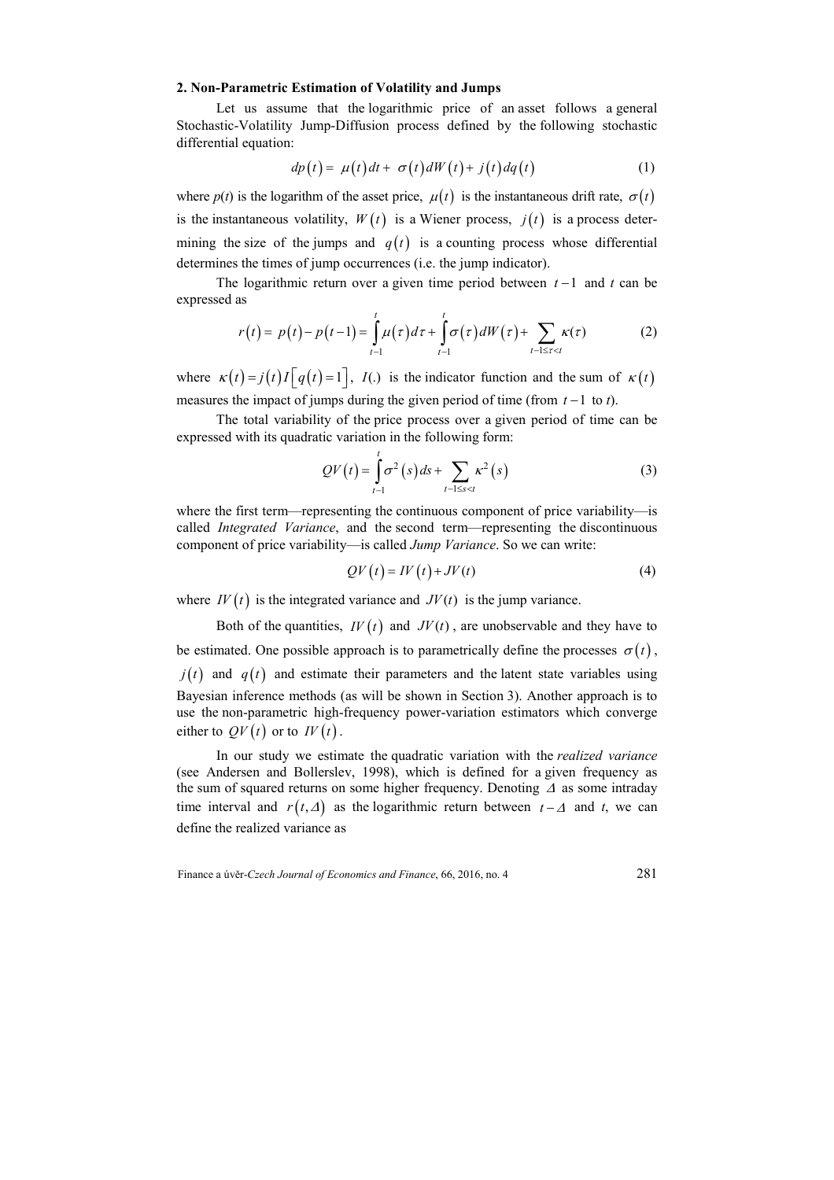## 2. Non-Parametric Estimation of Volatility and Jumps

Let us assume that the logarithmic price of an asset follows a general Stochastic-Volatility Jump-Diffusion process defined by the following stochastic differential equation:

$$dp(t) = \mu(t)dt + \sigma(t)dW(t) + j(t)dq(t) \tag{1}$$

where $p(t)$ is the logarithm of the asset price, $\mu(t)$ is the instantaneous drift rate, $\sigma(t)$ is the instantaneous volatility, $W(t)$ is a Wiener process, $j(t)$ is a process determining the size of the jumps and $q(t)$ is a counting process whose differential determines the times of jump occurrences (i.e. the jump indicator).

The logarithmic return over a given time period between $t-1$ and $t$ can be expressed as

$$r(t) = p(t) - p(t-1) = \int_{t-1}^{t} \mu(\tau)d\tau + \int_{t-1}^{t} \sigma(\tau)dW(\tau) + \sum_{t-1 \leq \tau < t} \kappa(\tau) \tag{2}$$

where $\kappa(t) = j(t) I\left[q(t) = 1\right]$, $I(.)$ is the indicator function and the sum of $\kappa(t)$ measures the impact of jumps during the given period of time (from $t-1$ to $t$).

The total variability of the price process over a given period of time can be expressed with its quadratic variation in the following form:

$$QV(t) = \int_{t-1}^{t} \sigma^2(s)ds + \sum_{t-1 \leq s < t} \kappa^2(s) \tag{3}$$

where the first term—representing the continuous component of price variability—is called *Integrated Variance*, and the second term—representing the discontinuous component of price variability—is called *Jump Variance*. So we can write:

$$QV(t) = IV(t) + JV(t) \tag{4}$$

where $IV(t)$ is the integrated variance and $JV(t)$ is the jump variance.

Both of the quantities, $IV(t)$ and $JV(t)$, are unobservable and they have to be estimated. One possible approach is to parametrically define the processes $\sigma(t)$, $j(t)$ and $q(t)$ and estimate their parameters and the latent state variables using Bayesian inference methods (as will be shown in Section 3). Another approach is to use the non-parametric high-frequency power-variation estimators which converge either to $QV(t)$ or to $IV(t)$.

In our study we estimate the quadratic variation with the *realized variance* (see Andersen and Bollerslev, 1998), which is defined for a given frequency as the sum of squared returns on some higher frequency. Denoting $\Delta$ as some intraday time interval and $r(t, \Delta)$ as the logarithmic return between $t-\Delta$ and $t$, we can define the realized variance as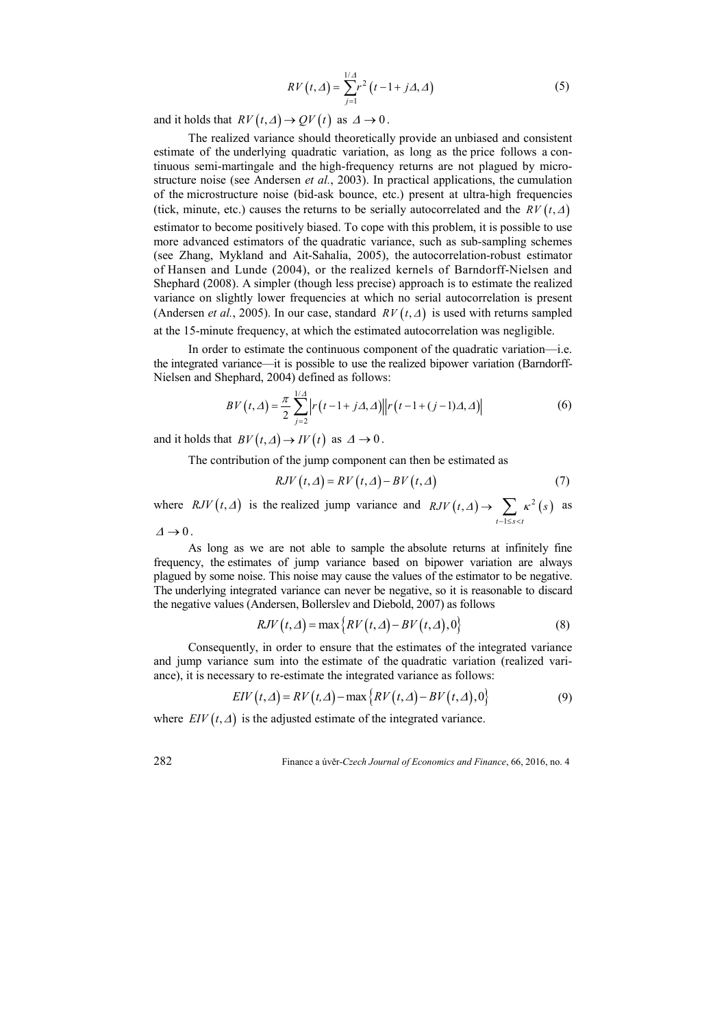$$RV(t,\Delta) = \sum_{j=1}^{1/\Delta} r^2 (t-1+j\Delta,\Delta) \tag{5}$$

and it holds that $RV(t,\Delta) \to QV(t)$ as $\Delta \to 0$.

The realized variance should theoretically provide an unbiased and consistent estimate of the underlying quadratic variation, as long as the price follows a continuous semi-martingale and the high-frequency returns are not plagued by microstructure noise (see Andersen *et al.*, 2003). In practical applications, the cumulation of the microstructure noise (bid-ask bounce, etc.) present at ultra-high frequencies (tick, minute, etc.) causes the returns to be serially autocorrelated and the $RV(t,\Delta)$ estimator to become positively biased. To cope with this problem, it is possible to use more advanced estimators of the quadratic variance, such as sub-sampling schemes (see Zhang, Mykland and Ait-Sahalia, 2005), the autocorrelation-robust estimator of Hansen and Lunde (2004), or the realized kernels of Barndorff-Nielsen and Shephard (2008). A simpler (though less precise) approach is to estimate the realized variance on slightly lower frequencies at which no serial autocorrelation is present (Andersen *et al.*, 2005). In our case, standard $RV(t,\Delta)$ is used with returns sampled at the 15-minute frequency, at which the estimated autocorrelation was negligible.

In order to estimate the continuous component of the quadratic variation—i.e. the integrated variance—it is possible to use the realized bipower variation (Barndorff-Nielsen and Shephard, 2004) defined as follows:

$$BV(t,\Delta) = \frac{\pi}{2} \sum_{j=2}^{1/\Delta} \left| r(t-1+j\Delta,\Delta) \right| \left| r(t-1+(j-1)\Delta,\Delta) \right| \tag{6}$$

and it holds that $BV(t,\Delta) \to IV(t)$ as $\Delta \to 0$.

The contribution of the jump component can then be estimated as

$$RJV(t,\Delta) = RV(t,\Delta) - BV(t,\Delta) \tag{7}$$

where $RJV(t,\Delta)$ is the realized jump variance and $RJV(t,\Delta) \to \sum_{t-1 \le s < t} \kappa^2(s)$ as $\Delta \to 0$.

As long as we are not able to sample the absolute returns at infinitely fine frequency, the estimates of jump variance based on bipower variation are always plagued by some noise. This noise may cause the values of the estimator to be negative. The underlying integrated variance can never be negative, so it is reasonable to discard the negative values (Andersen, Bollerslev and Diebold, 2007) as follows

$$RJV(t,\Delta) = \max\left\{ RV(t,\Delta) - BV(t,\Delta), 0 \right\} \tag{8}$$

Consequently, in order to ensure that the estimates of the integrated variance and jump variance sum into the estimate of the quadratic variation (realized variance), it is necessary to re-estimate the integrated variance as follows:

$$EIV(t,\Delta) = RV(t,\Delta) - \max\left\{ RV(t,\Delta) - BV(t,\Delta), 0 \right\} \tag{9}$$

where $EIV(t,\Delta)$ is the adjusted estimate of the integrated variance.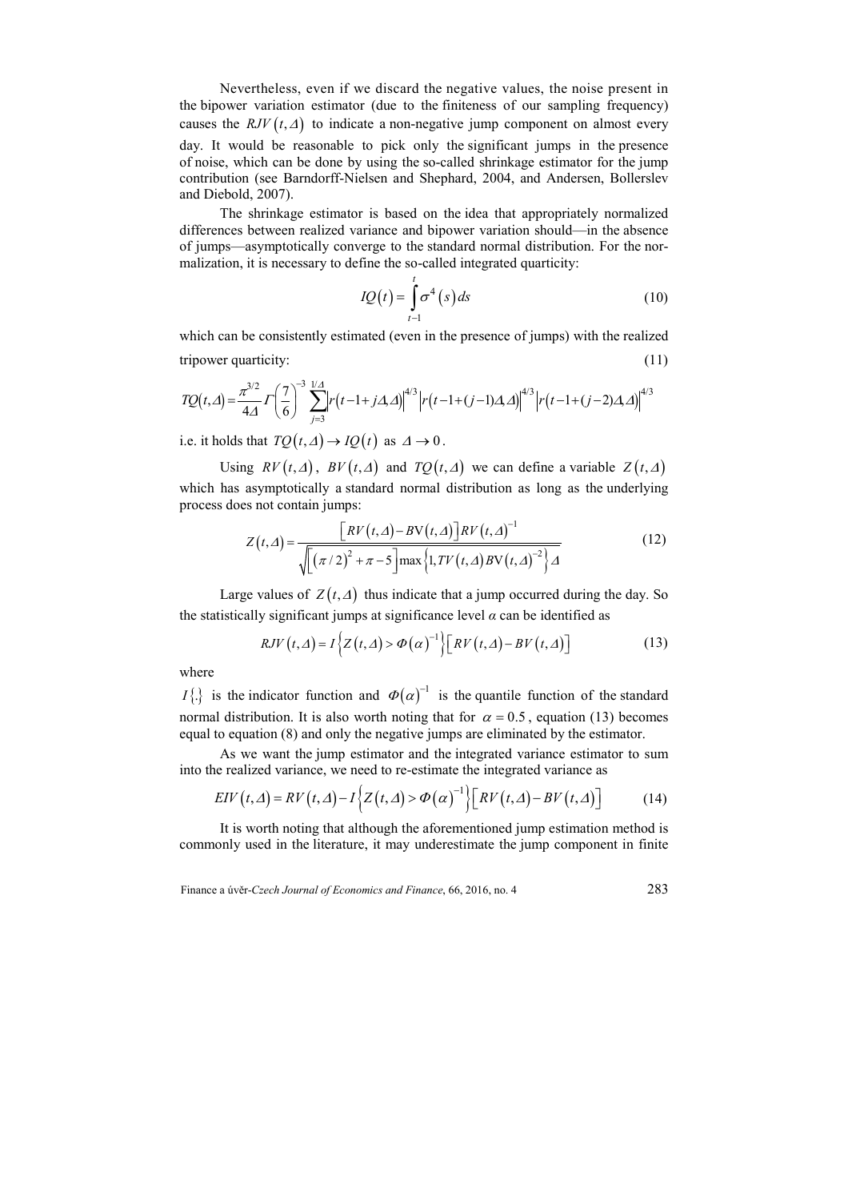Nevertheless, even if we discard the negative values, the noise present in the bipower variation estimator (due to the finiteness of our sampling frequency) causes the $RJV(t,\Delta)$ to indicate a non-negative jump component on almost every day. It would be reasonable to pick only the significant jumps in the presence of noise, which can be done by using the so-called shrinkage estimator for the jump contribution (see Barndorff-Nielsen and Shephard, 2004, and Andersen, Bollerslev and Diebold, 2007).

The shrinkage estimator is based on the idea that appropriately normalized differences between realized variance and bipower variation should—in the absence of jumps—asymptotically converge to the standard normal distribution. For the normalization, it is necessary to define the so-called integrated quarticity:

$$IQ(t) = \int_{t-1}^{t} \sigma^4(s)\,ds \tag{10}$$

which can be consistently estimated (even in the presence of jumps) with the realized tripower quarticity: (11)

$$TQ(t,\Delta) = \frac{\pi^{3/2}}{4\Delta}\Gamma\left(\frac{7}{6}\right)^{-3}\sum_{j=3}^{1/\Delta}\left|r(t-1+j\Delta,\Delta)\right|^{4/3}\left|r(t-1+(j-1)\Delta,\Delta)\right|^{4/3}\left|r(t-1+(j-2)\Delta,\Delta)\right|^{4/3}$$

i.e. it holds that $TQ(t,\Delta) \to IQ(t)$ as $\Delta \to 0$.

Using $RV(t,\Delta)$, $BV(t,\Delta)$ and $TQ(t,\Delta)$ we can define a variable $Z(t,\Delta)$ which has asymptotically a standard normal distribution as long as the underlying process does not contain jumps:

$$Z(t,\Delta) = \frac{\left[RV(t,\Delta) - BV(t,\Delta)\right]RV(t,\Delta)^{-1}}{\sqrt{\left[(\pi/2)^2 + \pi - 5\right]\max\left\{1, TV(t,\Delta)BV(t,\Delta)^{-2}\right\}\Delta}} \tag{12}$$

Large values of $Z(t,\Delta)$ thus indicate that a jump occurred during the day. So the statistically significant jumps at significance level $\alpha$ can be identified as

$$RJV(t,\Delta) = I\left\{Z(t,\Delta) > \Phi(\alpha)^{-1}\right\}\left[RV(t,\Delta) - BV(t,\Delta)\right] \tag{13}$$

where

$I\{.\}$ is the indicator function and $\Phi(\alpha)^{-1}$ is the quantile function of the standard normal distribution. It is also worth noting that for $\alpha = 0.5$, equation (13) becomes equal to equation (8) and only the negative jumps are eliminated by the estimator.

As we want the jump estimator and the integrated variance estimator to sum into the realized variance, we need to re-estimate the integrated variance as

$$EIV(t,\Delta) = RV(t,\Delta) - I\left\{Z(t,\Delta) > \Phi(\alpha)^{-1}\right\}\left[RV(t,\Delta) - BV(t,\Delta)\right] \tag{14}$$

It is worth noting that although the aforementioned jump estimation method is commonly used in the literature, it may underestimate the jump component in finite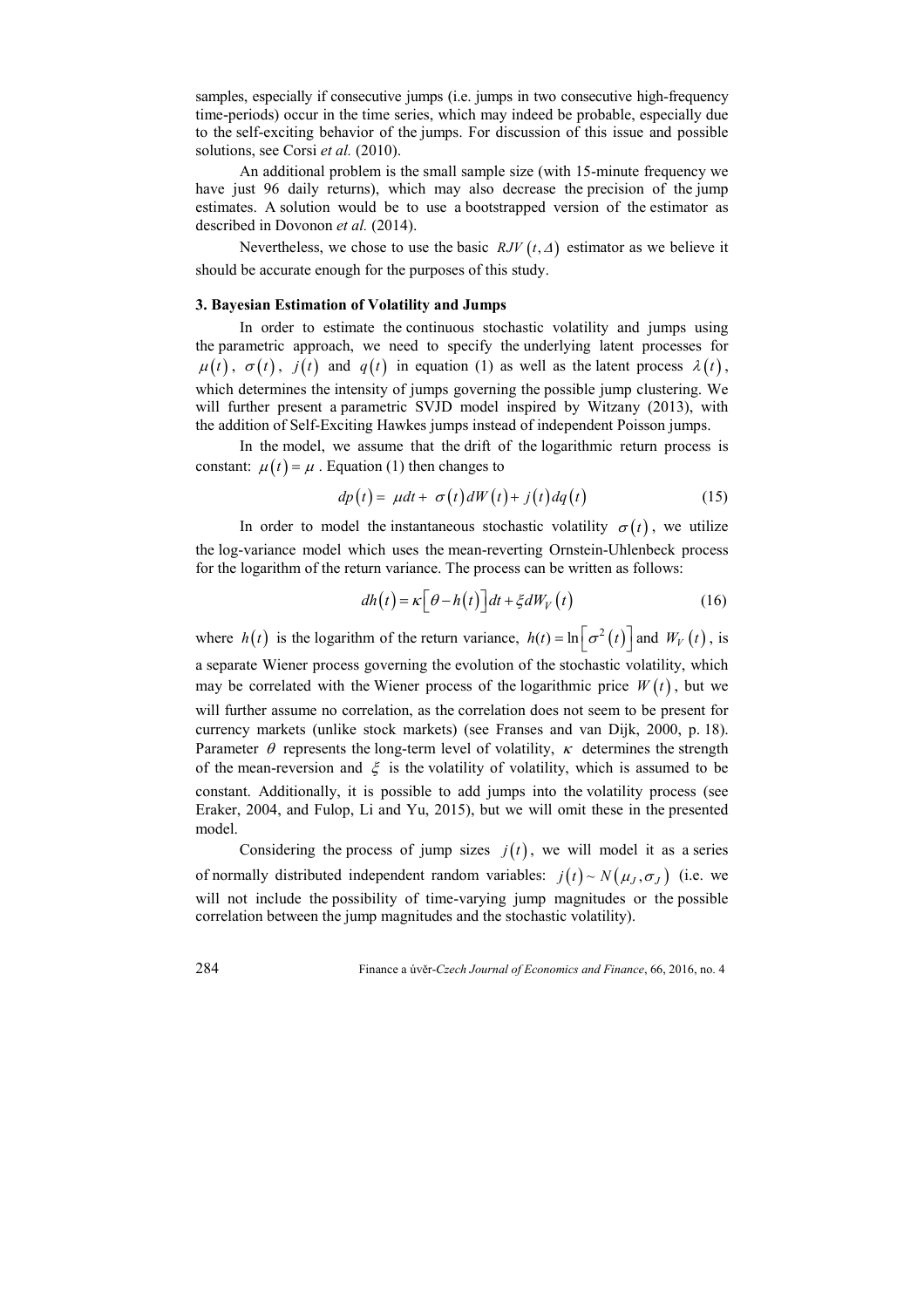samples, especially if consecutive jumps (i.e. jumps in two consecutive high-frequency time-periods) occur in the time series, which may indeed be probable, especially due to the self-exciting behavior of the jumps. For discussion of this issue and possible solutions, see Corsi *et al.* (2010).

An additional problem is the small sample size (with 15-minute frequency we have just 96 daily returns), which may also decrease the precision of the jump estimates. A solution would be to use a bootstrapped version of the estimator as described in Dovonon *et al.* (2014).

Nevertheless, we chose to use the basic $RJV(t,\Delta)$ estimator as we believe it should be accurate enough for the purposes of this study.

### 3. Bayesian Estimation of Volatility and Jumps

In order to estimate the continuous stochastic volatility and jumps using the parametric approach, we need to specify the underlying latent processes for $\mu(t)$, $\sigma(t)$, $j(t)$ and $q(t)$ in equation (1) as well as the latent process $\lambda(t)$, which determines the intensity of jumps governing the possible jump clustering. We will further present a parametric SVJD model inspired by Witzany (2013), with the addition of Self-Exciting Hawkes jumps instead of independent Poisson jumps.

In the model, we assume that the drift of the logarithmic return process is constant: $\mu(t) = \mu$. Equation (1) then changes to

$$dp(t) = \mu dt + \sigma(t)dW(t) + j(t)dq(t) \tag{15}$$

In order to model the instantaneous stochastic volatility $\sigma(t)$, we utilize the log-variance model which uses the mean-reverting Ornstein-Uhlenbeck process for the logarithm of the return variance. The process can be written as follows:

$$dh(t) = \kappa\left[\theta - h(t)\right]dt + \xi dW_V(t) \tag{16}$$

where $h(t)$ is the logarithm of the return variance, $h(t) = \ln\left[\sigma^2(t)\right]$ and $W_V(t)$, is a separate Wiener process governing the evolution of the stochastic volatility, which may be correlated with the Wiener process of the logarithmic price $W(t)$, but we will further assume no correlation, as the correlation does not seem to be present for currency markets (unlike stock markets) (see Franses and van Dijk, 2000, p. 18). Parameter $\theta$ represents the long-term level of volatility, $\kappa$ determines the strength of the mean-reversion and $\xi$ is the volatility of volatility, which is assumed to be constant. Additionally, it is possible to add jumps into the volatility process (see Eraker, 2004, and Fulop, Li and Yu, 2015), but we will omit these in the presented model.

Considering the process of jump sizes $j(t)$, we will model it as a series of normally distributed independent random variables: $j(t) \sim N(\mu_J, \sigma_J)$ (i.e. we will not include the possibility of time-varying jump magnitudes or the possible correlation between the jump magnitudes and the stochastic volatility).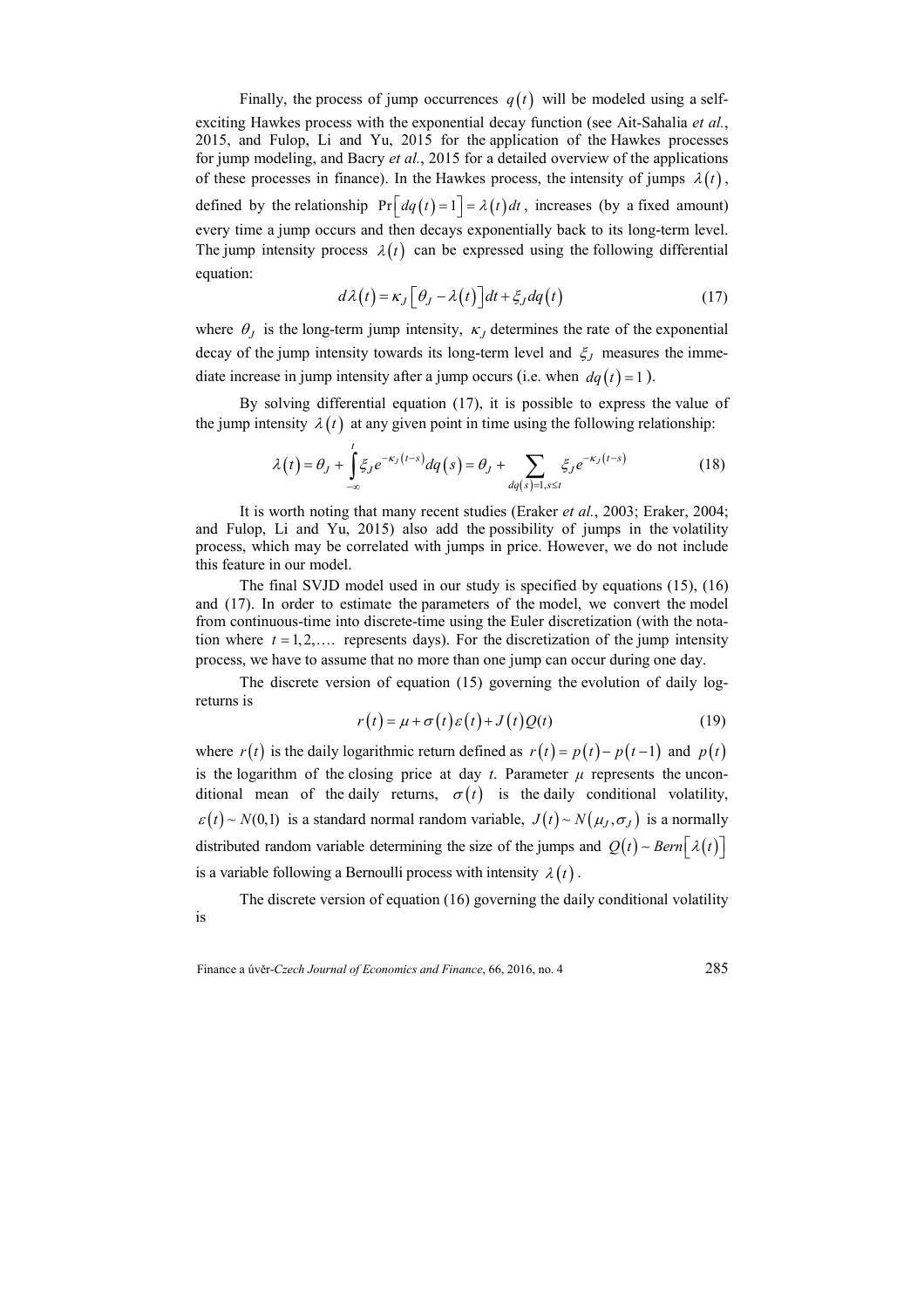Finally, the process of jump occurrences $q(t)$ will be modeled using a self-exciting Hawkes process with the exponential decay function (see Ait-Sahalia *et al.*, 2015, and Fulop, Li and Yu, 2015 for the application of the Hawkes processes for jump modeling, and Bacry *et al.*, 2015 for a detailed overview of the applications of these processes in finance). In the Hawkes process, the intensity of jumps $\lambda(t)$, defined by the relationship $\Pr\left[dq(t)=1\right]=\lambda(t)dt$, increases (by a fixed amount) every time a jump occurs and then decays exponentially back to its long-term level. The jump intensity process $\lambda(t)$ can be expressed using the following differential equation:

$$d\lambda(t)=\kappa_J\left[\theta_J-\lambda(t)\right]dt+\xi_J dq(t) \tag{17}$$

where $\theta_J$ is the long-term jump intensity, $\kappa_J$ determines the rate of the exponential decay of the jump intensity towards its long-term level and $\xi_J$ measures the immediate increase in jump intensity after a jump occurs (i.e. when $dq(t)=1$).

By solving differential equation (17), it is possible to express the value of the jump intensity $\lambda(t)$ at any given point in time using the following relationship:

$$\lambda(t)=\theta_J+\int_{-\infty}^{t}\xi_J e^{-\kappa_J(t-s)}dq(s)=\theta_J+\sum_{dq(s)=1,s\le t}\xi_J e^{-\kappa_J(t-s)} \tag{18}$$

It is worth noting that many recent studies (Eraker *et al.*, 2003; Eraker, 2004; and Fulop, Li and Yu, 2015) also add the possibility of jumps in the volatility process, which may be correlated with jumps in price. However, we do not include this feature in our model.

The final SVJD model used in our study is specified by equations (15), (16) and (17). In order to estimate the parameters of the model, we convert the model from continuous-time into discrete-time using the Euler discretization (with the notation where $t=1,2,\ldots$ represents days). For the discretization of the jump intensity process, we have to assume that no more than one jump can occur during one day.

The discrete version of equation (15) governing the evolution of daily log-returns is

$$r(t)=\mu+\sigma(t)\varepsilon(t)+J(t)Q(t) \tag{19}$$

where $r(t)$ is the daily logarithmic return defined as $r(t)=p(t)-p(t-1)$ and $p(t)$ is the logarithm of the closing price at day *t*. Parameter $\mu$ represents the unconditional mean of the daily returns, $\sigma(t)$ is the daily conditional volatility, $\varepsilon(t)\sim N(0,1)$ is a standard normal random variable, $J(t)\sim N(\mu_J,\sigma_J)$ is a normally distributed random variable determining the size of the jumps and $Q(t)\sim Bern\left[\lambda(t)\right]$ is a variable following a Bernoulli process with intensity $\lambda(t)$.

The discrete version of equation (16) governing the daily conditional volatility is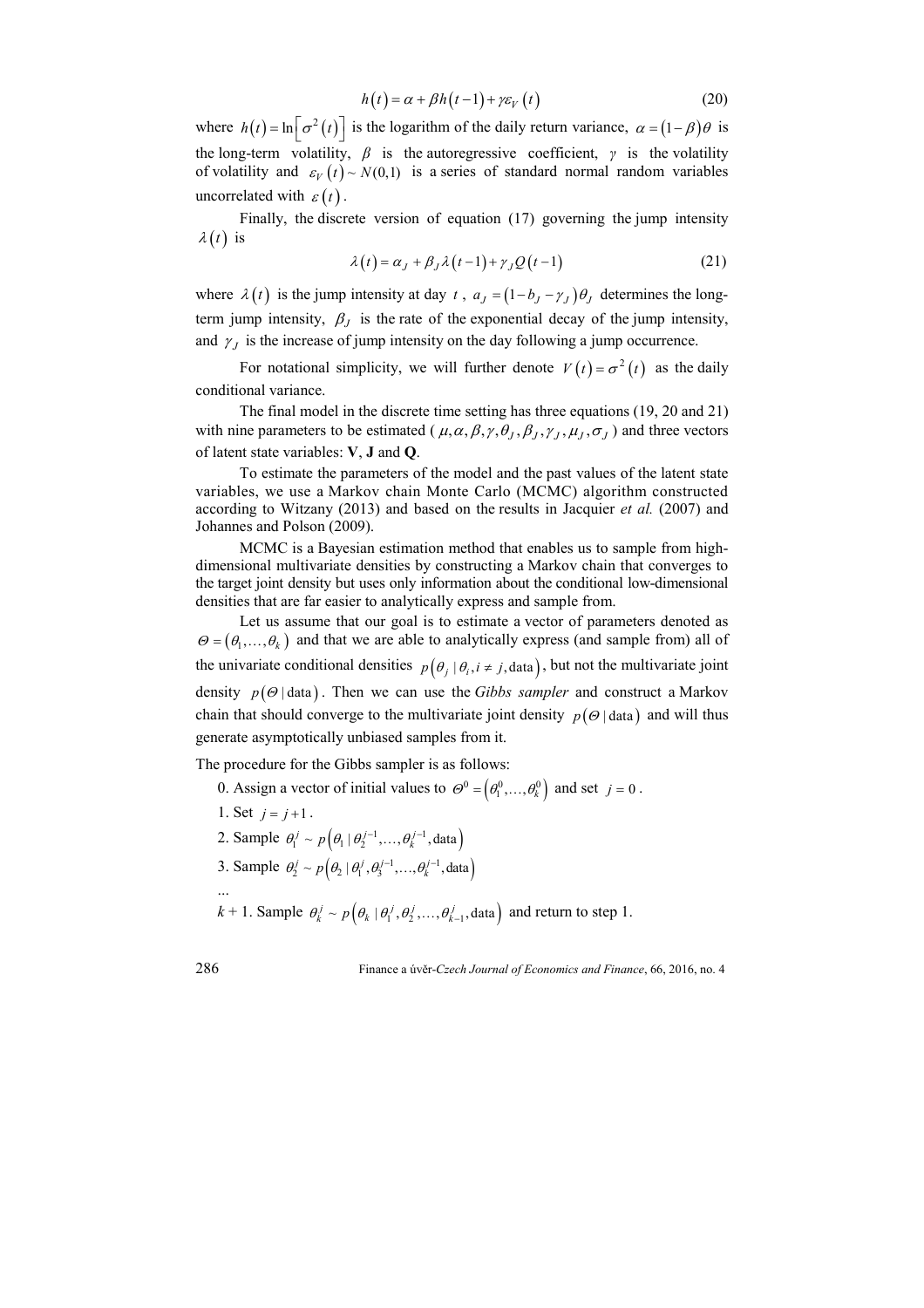$$h(t) = \alpha + \beta h(t-1) + \gamma \varepsilon_V(t) \tag{20}$$

where $h(t) = \ln\left[\sigma^2(t)\right]$ is the logarithm of the daily return variance, $\alpha = (1-\beta)\theta$ is the long-term volatility, $\beta$ is the autoregressive coefficient, $\gamma$ is the volatility of volatility and $\varepsilon_V(t) \sim N(0,1)$ is a series of standard normal random variables uncorrelated with $\varepsilon(t)$.

Finally, the discrete version of equation (17) governing the jump intensity $\lambda(t)$ is

$$\lambda(t) = \alpha_J + \beta_J \lambda(t-1) + \gamma_J Q(t-1) \tag{21}$$

where $\lambda(t)$ is the jump intensity at day $t$, $a_J = (1 - b_J - \gamma_J)\theta_J$ determines the long-term jump intensity, $\beta_J$ is the rate of the exponential decay of the jump intensity, and $\gamma_J$ is the increase of jump intensity on the day following a jump occurrence.

For notational simplicity, we will further denote $V(t) = \sigma^2(t)$ as the daily conditional variance.

The final model in the discrete time setting has three equations (19, 20 and 21) with nine parameters to be estimated ($\mu, \alpha, \beta, \gamma, \theta_J, \beta_J, \gamma_J, \mu_J, \sigma_J$) and three vectors of latent state variables: **V**, **J** and **Q**.

To estimate the parameters of the model and the past values of the latent state variables, we use a Markov chain Monte Carlo (MCMC) algorithm constructed according to Witzany (2013) and based on the results in Jacquier *et al.* (2007) and Johannes and Polson (2009).

MCMC is a Bayesian estimation method that enables us to sample from high-dimensional multivariate densities by constructing a Markov chain that converges to the target joint density but uses only information about the conditional low-dimensional densities that are far easier to analytically express and sample from.

Let us assume that our goal is to estimate a vector of parameters denoted as $\Theta = (\theta_1, \ldots, \theta_k)$ and that we are able to analytically express (and sample from) all of the univariate conditional densities $p(\theta_j \mid \theta_i, i \neq j, \text{data})$, but not the multivariate joint density $p(\Theta \mid \text{data})$. Then we can use the *Gibbs sampler* and construct a Markov chain that should converge to the multivariate joint density $p(\Theta \mid \text{data})$ and will thus generate asymptotically unbiased samples from it.

The procedure for the Gibbs sampler is as follows:

0. Assign a vector of initial values to $\Theta^0 = (\theta_1^0, \ldots, \theta_k^0)$ and set $j = 0$.
1. Set $j = j + 1$.
2. Sample $\theta_1^j \sim p(\theta_1 \mid \theta_2^{j-1}, \ldots, \theta_k^{j-1}, \text{data})$
3. Sample $\theta_2^j \sim p(\theta_2 \mid \theta_1^j, \theta_3^{j-1}, \ldots, \theta_k^{j-1}, \text{data})$

...

$k + 1$. Sample $\theta_k^j \sim p(\theta_k \mid \theta_1^j, \theta_2^j, \ldots, \theta_{k-1}^j, \text{data})$ and return to step 1.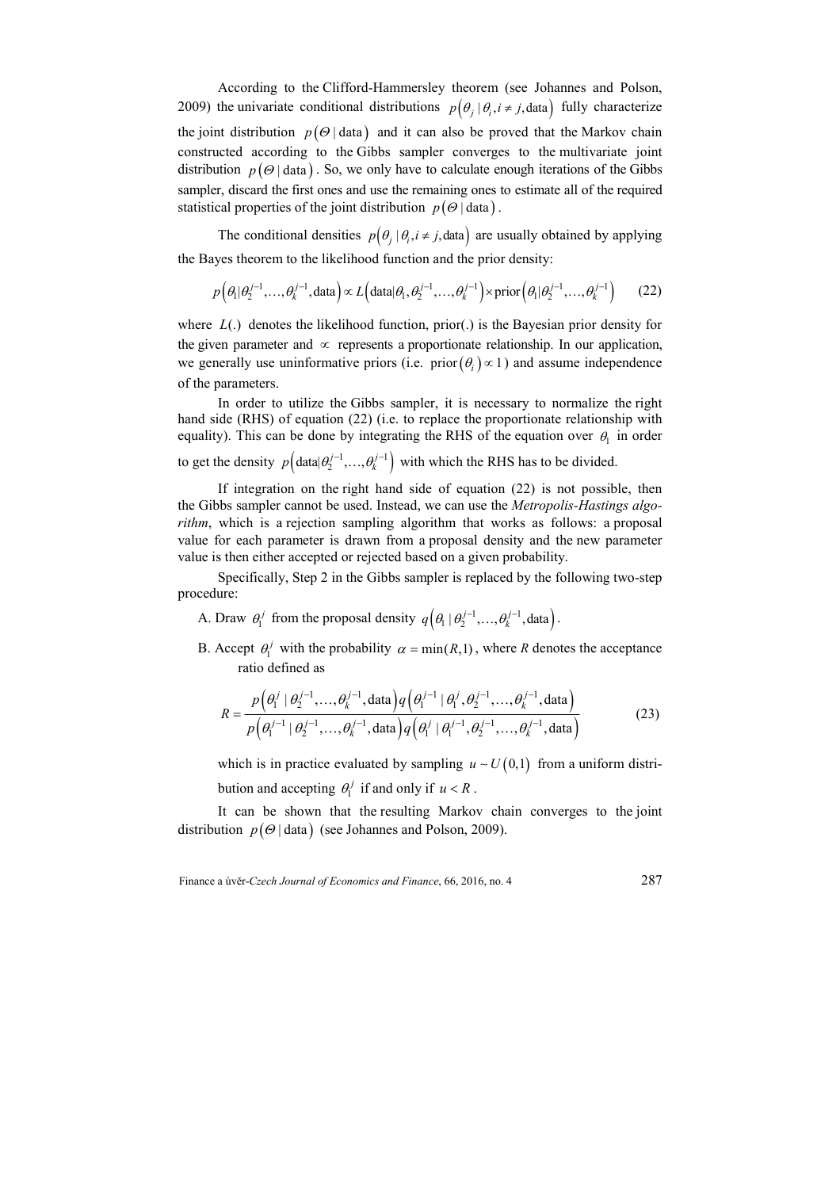According to the Clifford-Hammersley theorem (see Johannes and Polson, 2009) the univariate conditional distributions $p\left(\theta_j \mid \theta_i, i \neq j, \text{data}\right)$ fully characterize the joint distribution $p\left(\Theta \mid \text{data}\right)$ and it can also be proved that the Markov chain constructed according to the Gibbs sampler converges to the multivariate joint distribution $p\left(\Theta \mid \text{data}\right)$. So, we only have to calculate enough iterations of the Gibbs sampler, discard the first ones and use the remaining ones to estimate all of the required statistical properties of the joint distribution $p\left(\Theta \mid \text{data}\right)$.

The conditional densities $p\left(\theta_j \mid \theta_i, i \neq j, \text{data}\right)$ are usually obtained by applying the Bayes theorem to the likelihood function and the prior density:

$$p\left(\theta_1 \mid \theta_2^{j-1}, \ldots, \theta_k^{j-1}, \text{data}\right) \propto L\left(\text{data} \mid \theta_1, \theta_2^{j-1}, \ldots, \theta_k^{j-1}\right) \times \text{prior}\left(\theta_1 \mid \theta_2^{j-1}, \ldots, \theta_k^{j-1}\right) \tag{22}$$

where $L(.)$ denotes the likelihood function, prior(.) is the Bayesian prior density for the given parameter and $\propto$ represents a proportionate relationship. In our application, we generally use uninformative priors (i.e. $\text{prior}\left(\theta_i\right) \propto 1$) and assume independence of the parameters.

In order to utilize the Gibbs sampler, it is necessary to normalize the right hand side (RHS) of equation (22) (i.e. to replace the proportionate relationship with equality). This can be done by integrating the RHS of the equation over $\theta_1$ in order to get the density $p\left(\text{data} \mid \theta_2^{j-1}, \ldots, \theta_k^{j-1}\right)$ with which the RHS has to be divided.

If integration on the right hand side of equation (22) is not possible, then the Gibbs sampler cannot be used. Instead, we can use the *Metropolis-Hastings algorithm*, which is a rejection sampling algorithm that works as follows: a proposal value for each parameter is drawn from a proposal density and the new parameter value is then either accepted or rejected based on a given probability.

Specifically, Step 2 in the Gibbs sampler is replaced by the following two-step procedure:

A. Draw $\theta_1^j$ from the proposal density $q\left(\theta_1 \mid \theta_2^{j-1}, \ldots, \theta_k^{j-1}, \text{data}\right)$.

B. Accept $\theta_1^j$ with the probability $\alpha = \min(R, 1)$, where $R$ denotes the acceptance ratio defined as

$$R = \frac{p\left(\theta_1^j \mid \theta_2^{j-1}, \ldots, \theta_k^{j-1}, \text{data}\right) q\left(\theta_1^{j-1} \mid \theta_1^j, \theta_2^{j-1}, \ldots, \theta_k^{j-1}, \text{data}\right)}{p\left(\theta_1^{j-1} \mid \theta_2^{j-1}, \ldots, \theta_k^{j-1}, \text{data}\right) q\left(\theta_1^j \mid \theta_1^{j-1}, \theta_2^{j-1}, \ldots, \theta_k^{j-1}, \text{data}\right)} \tag{23}$$

which is in practice evaluated by sampling $u \sim U\left(0,1\right)$ from a uniform distribution and accepting $\theta_1^j$ if and only if $u < R$.

It can be shown that the resulting Markov chain converges to the joint distribution $p\left(\Theta \mid \text{data}\right)$ (see Johannes and Polson, 2009).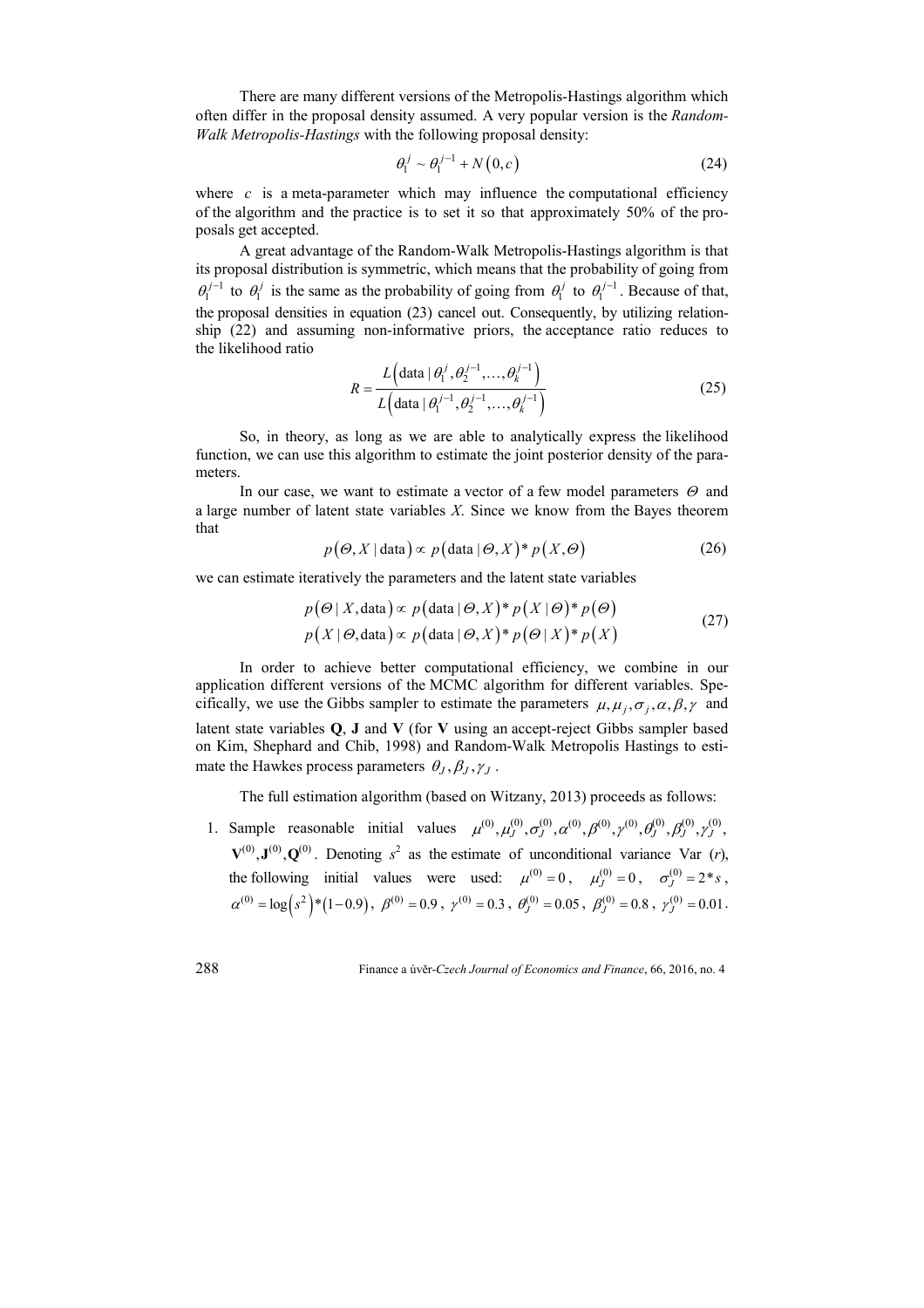There are many different versions of the Metropolis-Hastings algorithm which often differ in the proposal density assumed. A very popular version is the *Random-Walk Metropolis-Hastings* with the following proposal density:

$$\theta_1^j \sim \theta_1^{j-1} + N(0,c) \tag{24}$$

where $c$ is a meta-parameter which may influence the computational efficiency of the algorithm and the practice is to set it so that approximately 50% of the proposals get accepted.

A great advantage of the Random-Walk Metropolis-Hastings algorithm is that its proposal distribution is symmetric, which means that the probability of going from $\theta_1^{j-1}$ to $\theta_1^j$ is the same as the probability of going from $\theta_1^j$ to $\theta_1^{j-1}$. Because of that, the proposal densities in equation (23) cancel out. Consequently, by utilizing relationship (22) and assuming non-informative priors, the acceptance ratio reduces to the likelihood ratio

$$R = \frac{L\left(\text{data} \mid \theta_1^j, \theta_2^{j-1}, \ldots, \theta_k^{j-1}\right)}{L\left(\text{data} \mid \theta_1^{j-1}, \theta_2^{j-1}, \ldots, \theta_k^{j-1}\right)} \tag{25}$$

So, in theory, as long as we are able to analytically express the likelihood function, we can use this algorithm to estimate the joint posterior density of the parameters.

In our case, we want to estimate a vector of a few model parameters $\Theta$ and a large number of latent state variables $X$. Since we know from the Bayes theorem that

$$p(\Theta, X \mid \text{data}) \propto p(\text{data} \mid \Theta, X) * p(X, \Theta) \tag{26}$$

we can estimate iteratively the parameters and the latent state variables

$$\begin{aligned} p(\Theta \mid X, \text{data}) &\propto p(\text{data} \mid \Theta, X) * p(X \mid \Theta) * p(\Theta) \\ p(X \mid \Theta, \text{data}) &\propto p(\text{data} \mid \Theta, X) * p(\Theta \mid X) * p(X) \end{aligned} \tag{27}$$

In order to achieve better computational efficiency, we combine in our application different versions of the MCMC algorithm for different variables. Specifically, we use the Gibbs sampler to estimate the parameters $\mu, \mu_j, \sigma_j, \alpha, \beta, \gamma$ and latent state variables **Q**, **J** and **V** (for **V** using an accept-reject Gibbs sampler based on Kim, Shephard and Chib, 1998) and Random-Walk Metropolis Hastings to estimate the Hawkes process parameters $\theta_J, \beta_J, \gamma_J$.

The full estimation algorithm (based on Witzany, 2013) proceeds as follows:

1. Sample reasonable initial values $\mu^{(0)}, \mu_J^{(0)}, \sigma_J^{(0)}, \alpha^{(0)}, \beta^{(0)}, \gamma^{(0)}, \theta_J^{(0)}, \beta_J^{(0)}, \gamma_J^{(0)}$, $\mathbf{V}^{(0)}, \mathbf{J}^{(0)}, \mathbf{Q}^{(0)}$. Denoting $s^2$ as the estimate of unconditional variance Var ($r$), the following initial values were used: $\mu^{(0)} = 0$, $\mu_J^{(0)} = 0$, $\sigma_J^{(0)} = 2 * s$, $\alpha^{(0)} = \log\left(s^2\right) * (1 - 0.9)$, $\beta^{(0)} = 0.9$, $\gamma^{(0)} = 0.3$, $\theta_J^{(0)} = 0.05$, $\beta_J^{(0)} = 0.8$, $\gamma_J^{(0)} = 0.01$.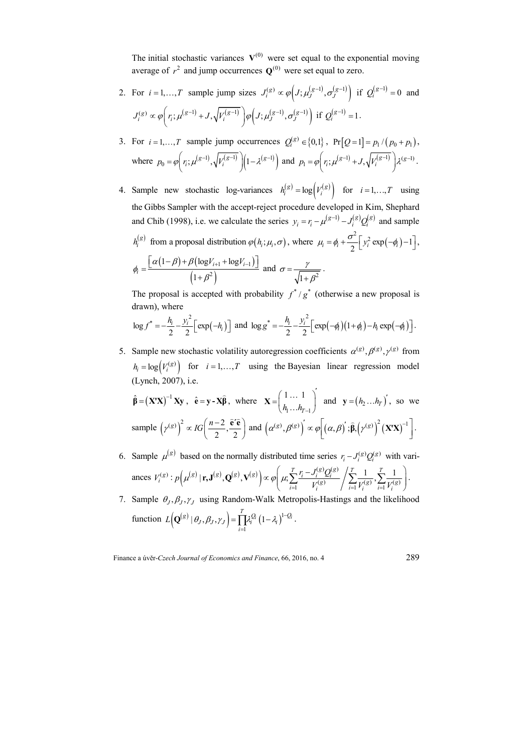The initial stochastic variances $\mathbf{V}^{(0)}$ were set equal to the exponential moving average of $r^2$ and jump occurrences $\mathbf{Q}^{(0)}$ were set equal to zero.

2. For $i = 1,\ldots,T$ sample jump sizes $J_i^{(g)} \propto \varphi\left(J; \mu_J^{(g-1)}, \sigma_J^{(g-1)}\right)$ if $Q_i^{(g-1)} = 0$ and $J_i^{(g)} \propto \varphi\left(r_i; \mu^{(g-1)} + J, \sqrt{V_i^{(g-1)}}\right)\varphi\left(J; \mu_J^{(g-1)}, \sigma_J^{(g-1)}\right)$ if $Q_i^{(g-1)} = 1$.

3. For $i = 1,\ldots,T$ sample jump occurrences $Q_i^{(g)} \in \{0,1\}$, $\Pr[Q=1] = p_1/(p_0 + p_1)$, where $p_0 = \varphi\left(r_i; \mu^{(g-1)}, \sqrt{V_i^{(g-1)}}\right)\left(1-\lambda^{(g-1)}\right)$ and $p_1 = \varphi\left(r_i; \mu^{(g-1)} + J, \sqrt{V_i^{(g-1)}}\right)\lambda^{(g-1)}$.

4. Sample new stochastic log-variances $h_i^{(g)} = \log\left(V_i^{(g)}\right)$ for $i = 1,\ldots,T$ using the Gibbs Sampler with the accept-reject procedure developed in Kim, Shephard and Chib (1998), i.e. we calculate the series $y_i = r_i - \mu^{(g-1)} - J_i^{(g)} Q_i^{(g)}$ and sample $h_i^{(g)}$ from a proposal distribution $\varphi(h_i; \mu_i, \sigma)$, where $\mu_i = \phi_i + \frac{\sigma^2}{2}\left[y_i^2 \exp(-\phi_i) - 1\right]$, $\phi_i = \frac{\left[\alpha(1-\beta) + \beta(\log V_{i+1} + \log V_{i-1})\right]}{\left(1+\beta^2\right)}$ and $\sigma = \frac{\gamma}{\sqrt{1+\beta^2}}$.

   The proposal is accepted with probability $f^*/g^*$ (otherwise a new proposal is drawn), where

   $\log f^* = -\frac{h_i}{2} - \frac{y_i^2}{2}\left[\exp(-h_i)\right]$ and $\log g^* = -\frac{h_i}{2} - \frac{y_i^2}{2}\left[\exp(-\phi_i)(1+\phi_i) - h_i \exp(-\phi_i)\right]$.

5. Sample new stochastic volatility autoregression coefficients $\alpha^{(g)}, \beta^{(g)}, \gamma^{(g)}$ from $h_i = \log\left(V_i^{(g)}\right)$ for $i = 1,\ldots,T$ using the Bayesian linear regression model (Lynch, 2007), i.e.

   $\hat{\boldsymbol{\beta}} = \left(\mathbf{X'X}\right)^{-1}\mathbf{Xy}$, $\hat{\mathbf{e}} = \mathbf{y} - \mathbf{X}\hat{\boldsymbol{\beta}}$, where $\mathbf{X} = \begin{pmatrix} 1 \ldots 1 \\ h_1 \ldots h_{T-1} \end{pmatrix}'$ and $\mathbf{y} = (h_2 \ldots h_T)'$, so we sample $\left(\gamma^{(g)}\right)^2 \propto IG\left(\frac{n-2}{2}, \frac{\hat{\mathbf{e}}'\hat{\mathbf{e}}}{2}\right)$ and $\left(\alpha^{(g)}, \beta^{(g)}\right)' \propto \varphi\left[(\alpha,\beta)'; \hat{\boldsymbol{\beta}}, \left(\gamma^{(g)}\right)^2 \left(\mathbf{X'X}\right)^{-1}\right]$.

6. Sample $\mu^{(g)}$ based on the normally distributed time series $r_i - J_i^{(g)} Q_i^{(g)}$ with variances $V_i^{(g)}$: $p\left(\mu^{(g)} \mid \mathbf{r}, \mathbf{J}^{(g)}, \mathbf{Q}^{(g)}, \mathbf{V}^{(g)}\right) \propto \varphi\left(\mu; \sum_{i=1}^{T} \frac{r_i - J_i^{(g)} Q_i^{(g)}}{V_i^{(g)}} \Big/ \sum_{i=1}^{T} \frac{1}{V_i^{(g)}}, \sum_{i=1}^{T} \frac{1}{V_i^{(g)}}\right)$.

7. Sample $\theta_J, \beta_J, \gamma_J$ using Random-Walk Metropolis-Hastings and the likelihood function $L\left(\mathbf{Q}^{(g)} \mid \theta_J, \beta_J, \gamma_J\right) = \prod_{i=1}^{T} \lambda_i^{Q_i} \left(1-\lambda_i\right)^{1-Q_i}$.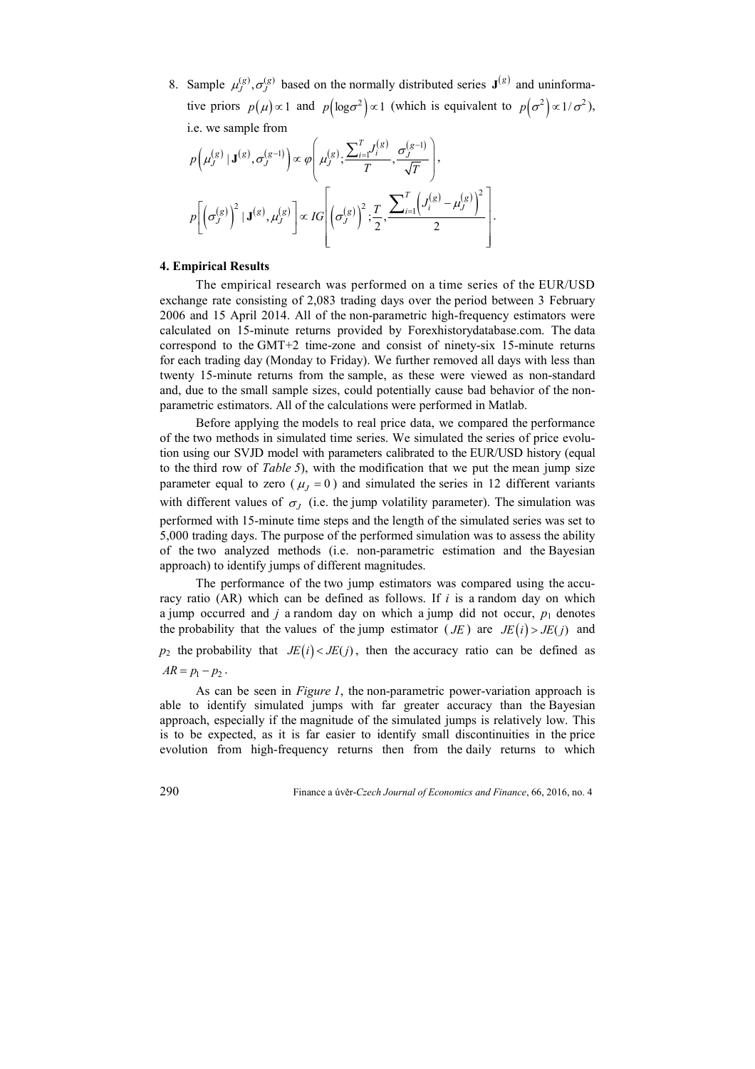8. Sample $\mu_J^{(g)}, \sigma_J^{(g)}$ based on the normally distributed series $\mathbf{J}^{(g)}$ and uninformative priors $p(\mu) \propto 1$ and $p(\log \sigma^2) \propto 1$ (which is equivalent to $p(\sigma^2) \propto 1/\sigma^2$), i.e. we sample from

$$p\left(\mu_J^{(g)} \mid \mathbf{J}^{(g)}, \sigma_J^{(g-1)}\right) \propto \varphi\left(\mu_J^{(g)}; \frac{\sum_{i=1}^{T} J_i^{(g)}}{T}, \frac{\sigma_J^{(g-1)}}{\sqrt{T}}\right),$$

$$p\left[\left(\sigma_J^{(g)}\right)^2 \mid \mathbf{J}^{(g)}, \mu_J^{(g)}\right] \propto IG\left[\left(\sigma_J^{(g)}\right)^2; \frac{T}{2}, \frac{\sum_{i=1}^{T}\left(J_i^{(g)} - \mu_J^{(g)}\right)^2}{2}\right].$$

## 4. Empirical Results

The empirical research was performed on a time series of the EUR/USD exchange rate consisting of 2,083 trading days over the period between 3 February 2006 and 15 April 2014. All of the non-parametric high-frequency estimators were calculated on 15-minute returns provided by Forexhistorydatabase.com. The data correspond to the GMT+2 time-zone and consist of ninety-six 15-minute returns for each trading day (Monday to Friday). We further removed all days with less than twenty 15-minute returns from the sample, as these were viewed as non-standard and, due to the small sample sizes, could potentially cause bad behavior of the non-parametric estimators. All of the calculations were performed in Matlab.

Before applying the models to real price data, we compared the performance of the two methods in simulated time series. We simulated the series of price evolution using our SVJD model with parameters calibrated to the EUR/USD history (equal to the third row of *Table 5*), with the modification that we put the mean jump size parameter equal to zero ($\mu_J = 0$) and simulated the series in 12 different variants with different values of $\sigma_J$ (i.e. the jump volatility parameter). The simulation was performed with 15-minute time steps and the length of the simulated series was set to 5,000 trading days. The purpose of the performed simulation was to assess the ability of the two analyzed methods (i.e. non-parametric estimation and the Bayesian approach) to identify jumps of different magnitudes.

The performance of the two jump estimators was compared using the accuracy ratio (AR) which can be defined as follows. If $i$ is a random day on which a jump occurred and $j$ a random day on which a jump did not occur, $p_1$ denotes the probability that the values of the jump estimator ($JE$) are $JE(i) > JE(j)$ and $p_2$ the probability that $JE(i) < JE(j)$, then the accuracy ratio can be defined as $AR = p_1 - p_2$.

As can be seen in *Figure 1*, the non-parametric power-variation approach is able to identify simulated jumps with far greater accuracy than the Bayesian approach, especially if the magnitude of the simulated jumps is relatively low. This is to be expected, as it is far easier to identify small discontinuities in the price evolution from high-frequency returns then from the daily returns to which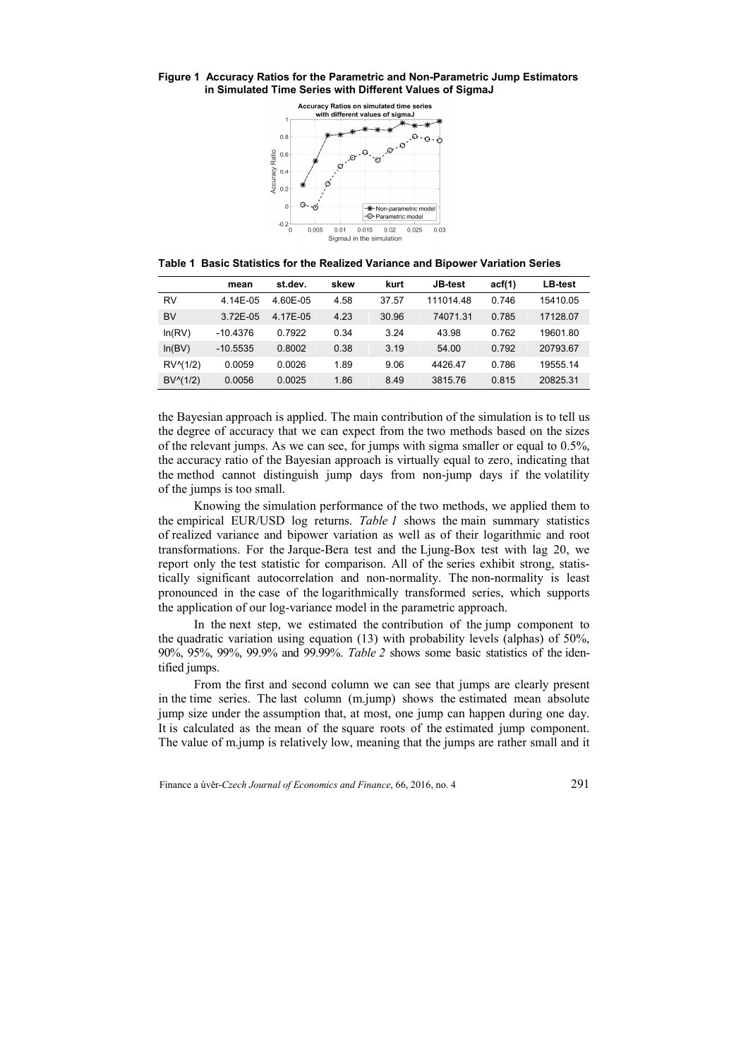**Figure 1 Accuracy Ratios for the Parametric and Non-Parametric Jump Estimators in Simulated Time Series with Different Values of SigmaJ**

**Table 1 Basic Statistics for the Realized Variance and Bipower Variation Series**

| | mean | st.dev. | skew | kurt | JB-test | acf(1) | LB-test |
|---|---|---|---|---|---|---|---|
| RV | 4.14E-05 | 4.60E-05 | 4.58 | 37.57 | 111014.48 | 0.746 | 15410.05 |
| BV | 3.72E-05 | 4.17E-05 | 4.23 | 30.96 | 74071.31 | 0.785 | 17128.07 |
| ln(RV) | -10.4376 | 0.7922 | 0.34 | 3.24 | 43.98 | 0.762 | 19601.80 |
| ln(BV) | -10.5535 | 0.8002 | 0.38 | 3.19 | 54.00 | 0.792 | 20793.67 |
| RV^(1/2) | 0.0059 | 0.0026 | 1.89 | 9.06 | 4426.47 | 0.786 | 19555.14 |
| BV^(1/2) | 0.0056 | 0.0025 | 1.86 | 8.49 | 3815.76 | 0.815 | 20825.31 |

the Bayesian approach is applied. The main contribution of the simulation is to tell us the degree of accuracy that we can expect from the two methods based on the sizes of the relevant jumps. As we can see, for jumps with sigma smaller or equal to 0.5%, the accuracy ratio of the Bayesian approach is virtually equal to zero, indicating that the method cannot distinguish jump days from non-jump days if the volatility of the jumps is too small.

Knowing the simulation performance of the two methods, we applied them to the empirical EUR/USD log returns. *Table 1* shows the main summary statistics of realized variance and bipower variation as well as of their logarithmic and root transformations. For the Jarque-Bera test and the Ljung-Box test with lag 20, we report only the test statistic for comparison. All of the series exhibit strong, statistically significant autocorrelation and non-normality. The non-normality is least pronounced in the case of the logarithmically transformed series, which supports the application of our log-variance model in the parametric approach.

In the next step, we estimated the contribution of the jump component to the quadratic variation using equation (13) with probability levels (alphas) of 50%, 90%, 95%, 99%, 99.9% and 99.99%. *Table 2* shows some basic statistics of the identified jumps.

From the first and second column we can see that jumps are clearly present in the time series. The last column (m.jump) shows the estimated mean absolute jump size under the assumption that, at most, one jump can happen during one day. It is calculated as the mean of the square roots of the estimated jump component. The value of m.jump is relatively low, meaning that the jumps are rather small and it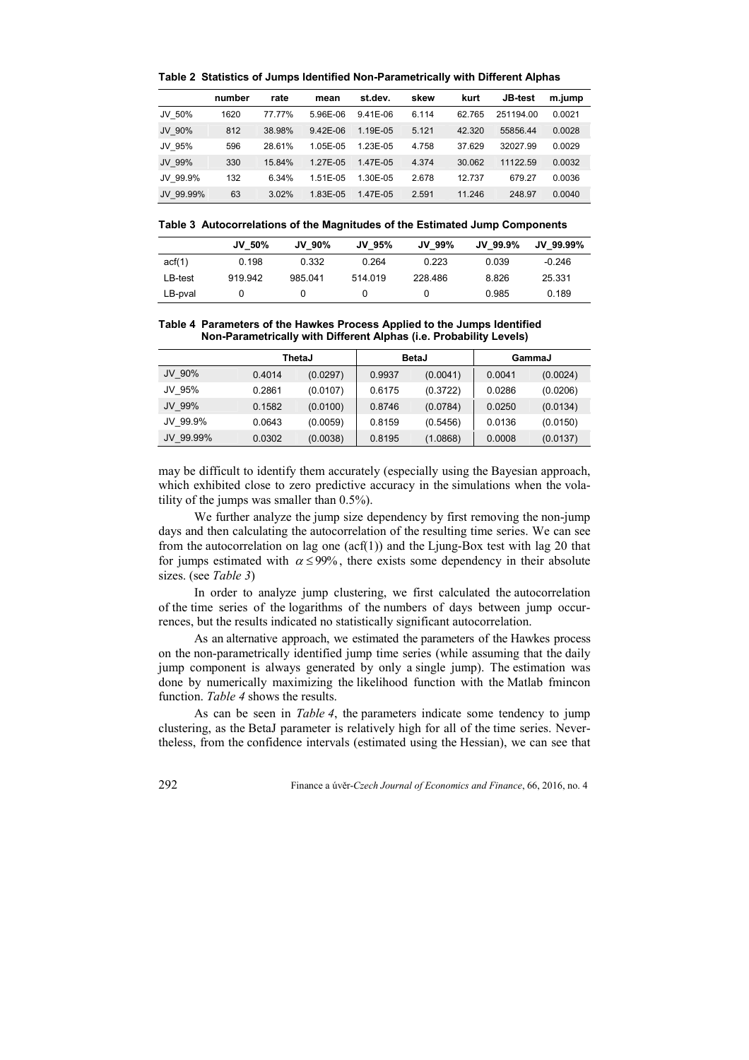**Table 2 Statistics of Jumps Identified Non-Parametrically with Different Alphas**

| | number | rate | mean | st.dev. | skew | kurt | JB-test | m.jump |
|---|---|---|---|---|---|---|---|---|
| JV_50% | 1620 | 77.77% | 5.96E-06 | 9.41E-06 | 6.114 | 62.765 | 251194.00 | 0.0021 |
| JV_90% | 812 | 38.98% | 9.42E-06 | 1.19E-05 | 5.121 | 42.320 | 55856.44 | 0.0028 |
| JV_95% | 596 | 28.61% | 1.05E-05 | 1.23E-05 | 4.758 | 37.629 | 32027.99 | 0.0029 |
| JV_99% | 330 | 15.84% | 1.27E-05 | 1.47E-05 | 4.374 | 30.062 | 11122.59 | 0.0032 |
| JV_99.9% | 132 | 6.34% | 1.51E-05 | 1.30E-05 | 2.678 | 12.737 | 679.27 | 0.0036 |
| JV_99.99% | 63 | 3.02% | 1.83E-05 | 1.47E-05 | 2.591 | 11.246 | 248.97 | 0.0040 |

**Table 3 Autocorrelations of the Magnitudes of the Estimated Jump Components**

| | JV_50% | JV_90% | JV_95% | JV_99% | JV_99.9% | JV_99.99% |
|---|---|---|---|---|---|---|
| acf(1) | 0.198 | 0.332 | 0.264 | 0.223 | 0.039 | -0.246 |
| LB-test | 919.942 | 985.041 | 514.019 | 228.486 | 8.826 | 25.331 |
| LB-pval | 0 | 0 | 0 | 0 | 0.985 | 0.189 |

**Table 4 Parameters of the Hawkes Process Applied to the Jumps Identified Non-Parametrically with Different Alphas (i.e. Probability Levels)**

| | ThetaJ | | BetaJ | | GammaJ | |
|---|---|---|---|---|---|---|
| JV_90% | 0.4014 | (0.0297) | 0.9937 | (0.0041) | 0.0041 | (0.0024) |
| JV_95% | 0.2861 | (0.0107) | 0.6175 | (0.3722) | 0.0286 | (0.0206) |
| JV_99% | 0.1582 | (0.0100) | 0.8746 | (0.0784) | 0.0250 | (0.0134) |
| JV_99.9% | 0.0643 | (0.0059) | 0.8159 | (0.5456) | 0.0136 | (0.0150) |
| JV_99.99% | 0.0302 | (0.0038) | 0.8195 | (1.0868) | 0.0008 | (0.0137) |

may be difficult to identify them accurately (especially using the Bayesian approach, which exhibited close to zero predictive accuracy in the simulations when the volatility of the jumps was smaller than 0.5%).

We further analyze the jump size dependency by first removing the non-jump days and then calculating the autocorrelation of the resulting time series. We can see from the autocorrelation on lag one (acf(1)) and the Ljung-Box test with lag 20 that for jumps estimated with $\alpha \leq 99\%$, there exists some dependency in their absolute sizes. (see *Table 3*)

In order to analyze jump clustering, we first calculated the autocorrelation of the time series of the logarithms of the numbers of days between jump occurrences, but the results indicated no statistically significant autocorrelation.

As an alternative approach, we estimated the parameters of the Hawkes process on the non-parametrically identified jump time series (while assuming that the daily jump component is always generated by only a single jump). The estimation was done by numerically maximizing the likelihood function with the Matlab fmincon function. *Table 4* shows the results.

As can be seen in *Table 4*, the parameters indicate some tendency to jump clustering, as the BetaJ parameter is relatively high for all of the time series. Nevertheless, from the confidence intervals (estimated using the Hessian), we can see that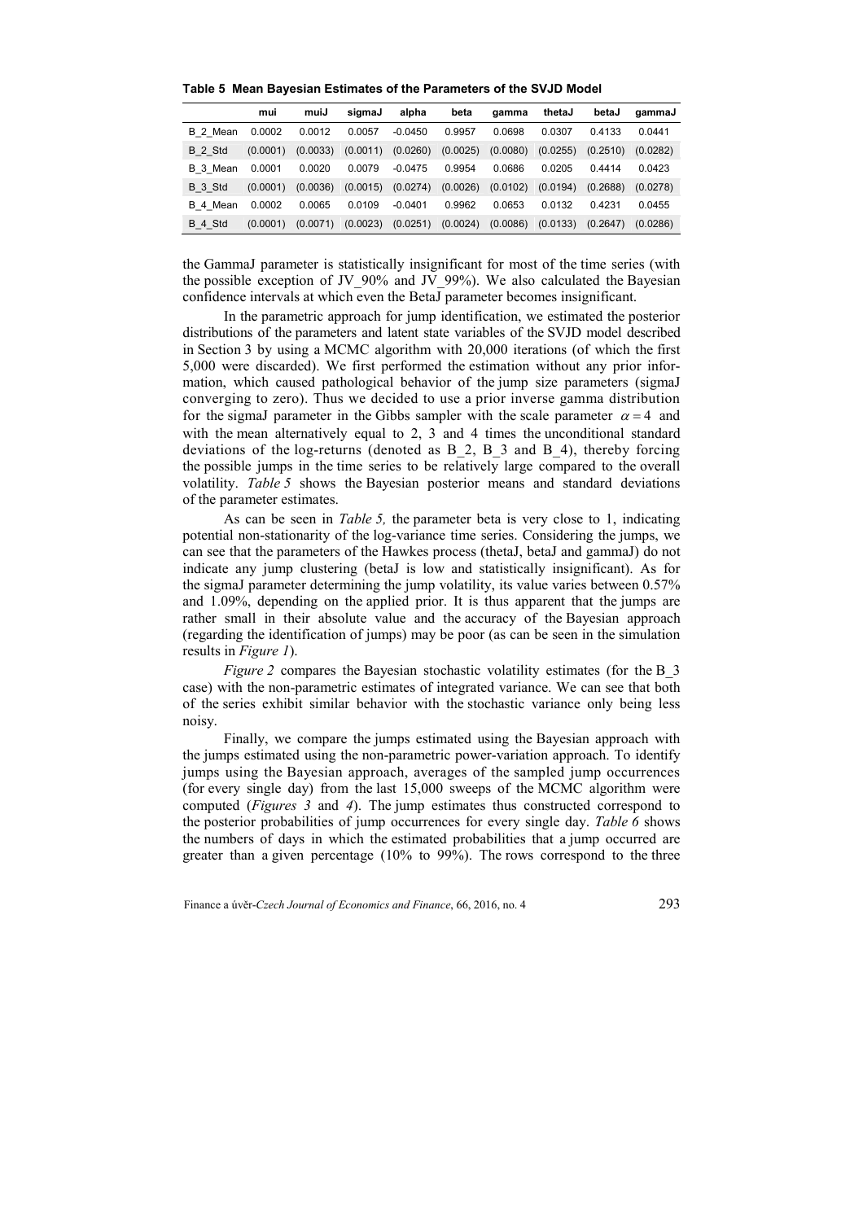**Table 5 Mean Bayesian Estimates of the Parameters of the SVJD Model**

| | mui | muiJ | sigmaJ | alpha | beta | gamma | thetaJ | betaJ | gammaJ |
|---|---|---|---|---|---|---|---|---|---|
| B_2_Mean | 0.0002 | 0.0012 | 0.0057 | -0.0450 | 0.9957 | 0.0698 | 0.0307 | 0.4133 | 0.0441 |
| B_2_Std | (0.0001) | (0.0033) | (0.0011) | (0.0260) | (0.0025) | (0.0080) | (0.0255) | (0.2510) | (0.0282) |
| B_3_Mean | 0.0001 | 0.0020 | 0.0079 | -0.0475 | 0.9954 | 0.0686 | 0.0205 | 0.4414 | 0.0423 |
| B_3_Std | (0.0001) | (0.0036) | (0.0015) | (0.0274) | (0.0026) | (0.0102) | (0.0194) | (0.2688) | (0.0278) |
| B_4_Mean | 0.0002 | 0.0065 | 0.0109 | -0.0401 | 0.9962 | 0.0653 | 0.0132 | 0.4231 | 0.0455 |
| B_4_Std | (0.0001) | (0.0071) | (0.0023) | (0.0251) | (0.0024) | (0.0086) | (0.0133) | (0.2647) | (0.0286) |

the GammaJ parameter is statistically insignificant for most of the time series (with the possible exception of JV_90% and JV_99%). We also calculated the Bayesian confidence intervals at which even the BetaJ parameter becomes insignificant.

In the parametric approach for jump identification, we estimated the posterior distributions of the parameters and latent state variables of the SVJD model described in Section 3 by using a MCMC algorithm with 20,000 iterations (of which the first 5,000 were discarded). We first performed the estimation without any prior information, which caused pathological behavior of the jump size parameters (sigmaJ converging to zero). Thus we decided to use a prior inverse gamma distribution for the sigmaJ parameter in the Gibbs sampler with the scale parameter $\alpha = 4$ and with the mean alternatively equal to 2, 3 and 4 times the unconditional standard deviations of the log-returns (denoted as B_2, B_3 and B_4), thereby forcing the possible jumps in the time series to be relatively large compared to the overall volatility. *Table 5* shows the Bayesian posterior means and standard deviations of the parameter estimates.

As can be seen in *Table 5,* the parameter beta is very close to 1, indicating potential non-stationarity of the log-variance time series. Considering the jumps, we can see that the parameters of the Hawkes process (thetaJ, betaJ and gammaJ) do not indicate any jump clustering (betaJ is low and statistically insignificant). As for the sigmaJ parameter determining the jump volatility, its value varies between 0.57% and 1.09%, depending on the applied prior. It is thus apparent that the jumps are rather small in their absolute value and the accuracy of the Bayesian approach (regarding the identification of jumps) may be poor (as can be seen in the simulation results in *Figure 1*).

*Figure 2* compares the Bayesian stochastic volatility estimates (for the B_3 case) with the non-parametric estimates of integrated variance. We can see that both of the series exhibit similar behavior with the stochastic variance only being less noisy.

Finally, we compare the jumps estimated using the Bayesian approach with the jumps estimated using the non-parametric power-variation approach. To identify jumps using the Bayesian approach, averages of the sampled jump occurrences (for every single day) from the last 15,000 sweeps of the MCMC algorithm were computed (*Figures 3* and *4*). The jump estimates thus constructed correspond to the posterior probabilities of jump occurrences for every single day. *Table 6* shows the numbers of days in which the estimated probabilities that a jump occurred are greater than a given percentage (10% to 99%). The rows correspond to the three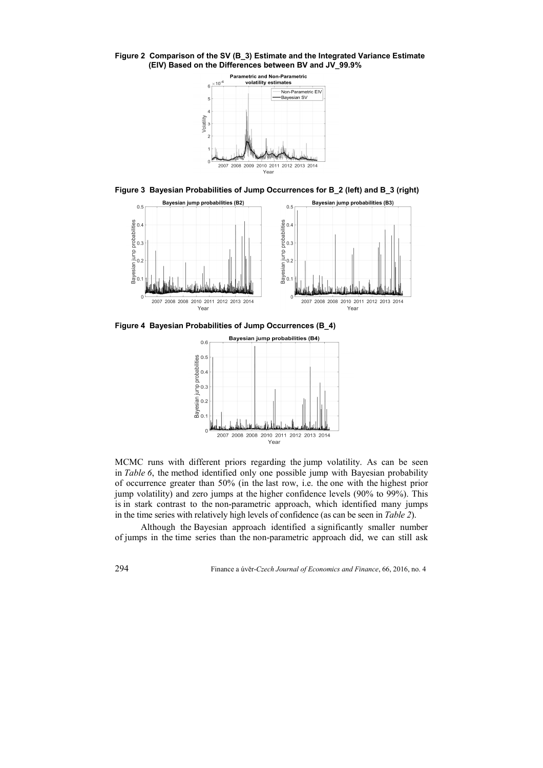**Figure 2 Comparison of the SV (B_3) Estimate and the Integrated Variance Estimate (EIV) Based on the Differences between BV and JV_99.9%**

**Figure 3 Bayesian Probabilities of Jump Occurrences for B_2 (left) and B_3 (right)**

**Figure 4 Bayesian Probabilities of Jump Occurrences (B_4)**

MCMC runs with different priors regarding the jump volatility. As can be seen in *Table 6*, the method identified only one possible jump with Bayesian probability of occurrence greater than 50% (in the last row, i.e. the one with the highest prior jump volatility) and zero jumps at the higher confidence levels (90% to 99%). This is in stark contrast to the non-parametric approach, which identified many jumps in the time series with relatively high levels of confidence (as can be seen in *Table 2*).

Although the Bayesian approach identified a significantly smaller number of jumps in the time series than the non-parametric approach did, we can still ask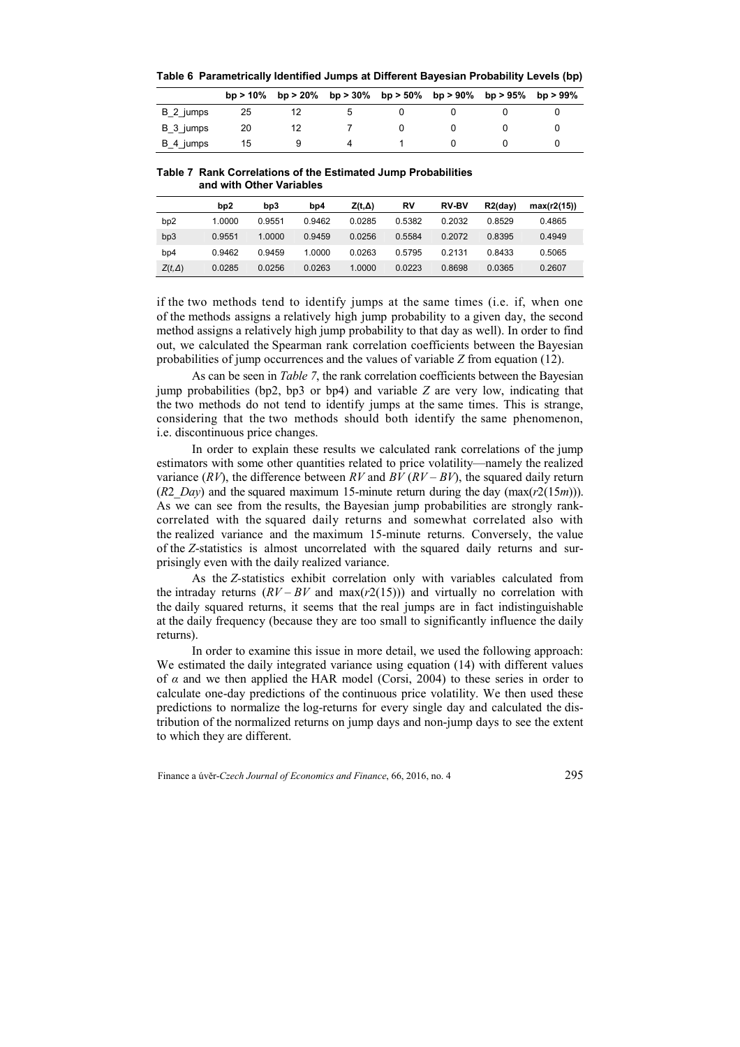**Table 6 Parametrically Identified Jumps at Different Bayesian Probability Levels (bp)**

| | bp > 10% | bp > 20% | bp > 30% | bp > 50% | bp > 90% | bp > 95% | bp > 99% |
|---|---|---|---|---|---|---|---|
| B_2_jumps | 25 | 12 | 5 | 0 | 0 | 0 | 0 |
| B_3_jumps | 20 | 12 | 7 | 0 | 0 | 0 | 0 |
| B_4_jumps | 15 | 9 | 4 | 1 | 0 | 0 | 0 |

**Table 7 Rank Correlations of the Estimated Jump Probabilities and with Other Variables**

| | bp2 | bp3 | bp4 | $Z(t,\Delta)$ | RV | RV-BV | R2(day) | max(r2(15)) |
|---|---|---|---|---|---|---|---|---|
| bp2 | 1.0000 | 0.9551 | 0.9462 | 0.0285 | 0.5382 | 0.2032 | 0.8529 | 0.4865 |
| bp3 | 0.9551 | 1.0000 | 0.9459 | 0.0256 | 0.5584 | 0.2072 | 0.8395 | 0.4949 |
| bp4 | 0.9462 | 0.9459 | 1.0000 | 0.0263 | 0.5795 | 0.2131 | 0.8433 | 0.5065 |
| $Z(t,\Delta)$ | 0.0285 | 0.0256 | 0.0263 | 1.0000 | 0.0223 | 0.8698 | 0.0365 | 0.2607 |

if the two methods tend to identify jumps at the same times (i.e. if, when one of the methods assigns a relatively high jump probability to a given day, the second method assigns a relatively high jump probability to that day as well). In order to find out, we calculated the Spearman rank correlation coefficients between the Bayesian probabilities of jump occurrences and the values of variable $Z$ from equation (12).

As can be seen in *Table 7*, the rank correlation coefficients between the Bayesian jump probabilities (bp2, bp3 or bp4) and variable $Z$ are very low, indicating that the two methods do not tend to identify jumps at the same times. This is strange, considering that the two methods should both identify the same phenomenon, i.e. discontinuous price changes.

In order to explain these results we calculated rank correlations of the jump estimators with some other quantities related to price volatility—namely the realized variance ($RV$), the difference between $RV$ and $BV$ ($RV - BV$), the squared daily return ($R2\_Day$) and the squared maximum 15-minute return during the day ($\max(r2(15m))$). As we can see from the results, the Bayesian jump probabilities are strongly rank-correlated with the squared daily returns and somewhat correlated also with the realized variance and the maximum 15-minute returns. Conversely, the value of the $Z$-statistics is almost uncorrelated with the squared daily returns and surprisingly even with the daily realized variance.

As the $Z$-statistics exhibit correlation only with variables calculated from the intraday returns ($RV - BV$ and $\max(r2(15))$) and virtually no correlation with the daily squared returns, it seems that the real jumps are in fact indistinguishable at the daily frequency (because they are too small to significantly influence the daily returns).

In order to examine this issue in more detail, we used the following approach: We estimated the daily integrated variance using equation (14) with different values of $\alpha$ and we then applied the HAR model (Corsi, 2004) to these series in order to calculate one-day predictions of the continuous price volatility. We then used these predictions to normalize the log-returns for every single day and calculated the distribution of the normalized returns on jump days and non-jump days to see the extent to which they are different.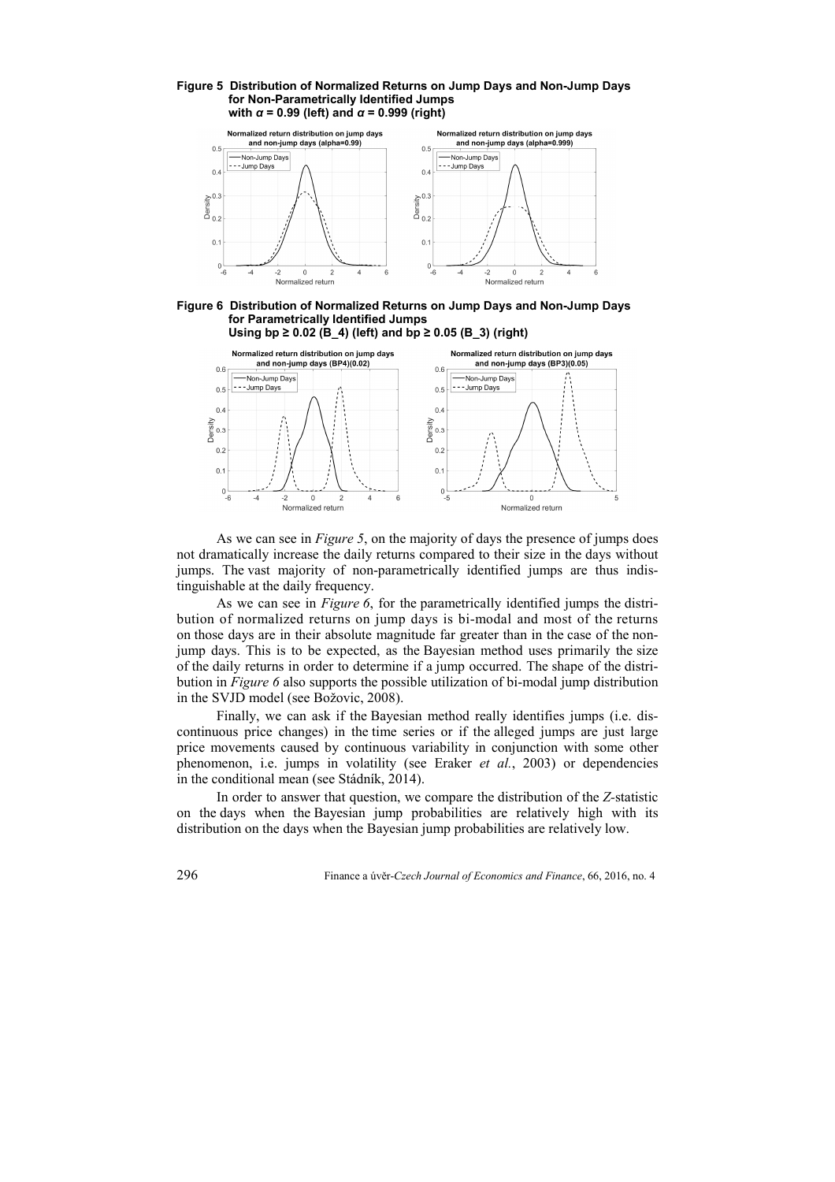**Figure 5 Distribution of Normalized Returns on Jump Days and Non-Jump Days for Non-Parametrically Identified Jumps with $\alpha = 0.99$ (left) and $\alpha = 0.999$ (right)**

**Figure 6 Distribution of Normalized Returns on Jump Days and Non-Jump Days for Parametrically Identified Jumps Using bp ≥ 0.02 (B_4) (left) and bp ≥ 0.05 (B_3) (right)**

As we can see in *Figure 5*, on the majority of days the presence of jumps does not dramatically increase the daily returns compared to their size in the days without jumps. The vast majority of non-parametrically identified jumps are thus indistinguishable at the daily frequency.

As we can see in *Figure 6*, for the parametrically identified jumps the distribution of normalized returns on jump days is bi-modal and most of the returns on those days are in their absolute magnitude far greater than in the case of the non-jump days. This is to be expected, as the Bayesian method uses primarily the size of the daily returns in order to determine if a jump occurred. The shape of the distribution in *Figure 6* also supports the possible utilization of bi-modal jump distribution in the SVJD model (see Božovic, 2008).

Finally, we can ask if the Bayesian method really identifies jumps (i.e. discontinuous price changes) in the time series or if the alleged jumps are just large price movements caused by continuous variability in conjunction with some other phenomenon, i.e. jumps in volatility (see Eraker *et al.*, 2003) or dependencies in the conditional mean (see Stádník, 2014).

In order to answer that question, we compare the distribution of the *Z*-statistic on the days when the Bayesian jump probabilities are relatively high with its distribution on the days when the Bayesian jump probabilities are relatively low.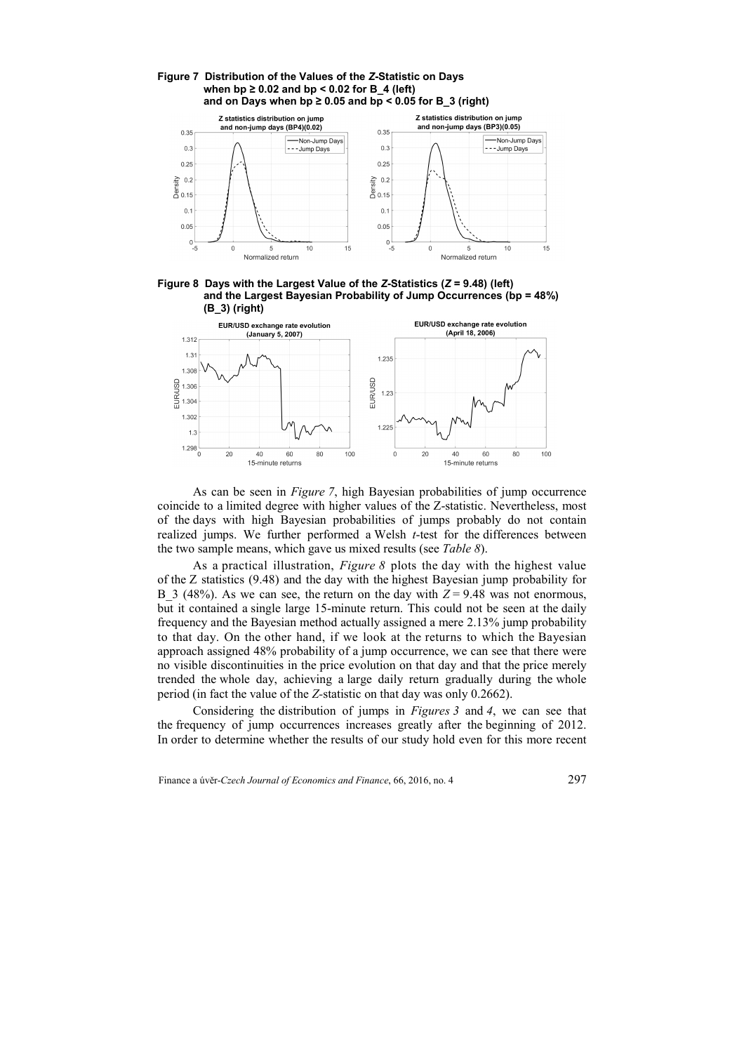**Figure 7 Distribution of the Values of the *Z*-Statistic on Days when bp ≥ 0.02 and bp < 0.02 for B_4 (left) and on Days when bp ≥ 0.05 and bp < 0.05 for B_3 (right)**

**Figure 8 Days with the Largest Value of the *Z*-Statistics (*Z* = 9.48) (left) and the Largest Bayesian Probability of Jump Occurrences (bp = 48%) (B_3) (right)**

As can be seen in *Figure 7*, high Bayesian probabilities of jump occurrence coincide to a limited degree with higher values of the Z-statistic. Nevertheless, most of the days with high Bayesian probabilities of jumps probably do not contain realized jumps. We further performed a Welsh *t*-test for the differences between the two sample means, which gave us mixed results (see *Table 8*).

As a practical illustration, *Figure 8* plots the day with the highest value of the Z statistics (9.48) and the day with the highest Bayesian jump probability for B_3 (48%). As we can see, the return on the day with $Z = 9.48$ was not enormous, but it contained a single large 15-minute return. This could not be seen at the daily frequency and the Bayesian method actually assigned a mere 2.13% jump probability to that day. On the other hand, if we look at the returns to which the Bayesian approach assigned 48% probability of a jump occurrence, we can see that there were no visible discontinuities in the price evolution on that day and that the price merely trended the whole day, achieving a large daily return gradually during the whole period (in fact the value of the *Z*-statistic on that day was only 0.2662).

Considering the distribution of jumps in *Figures 3* and *4*, we can see that the frequency of jump occurrences increases greatly after the beginning of 2012. In order to determine whether the results of our study hold even for this more recent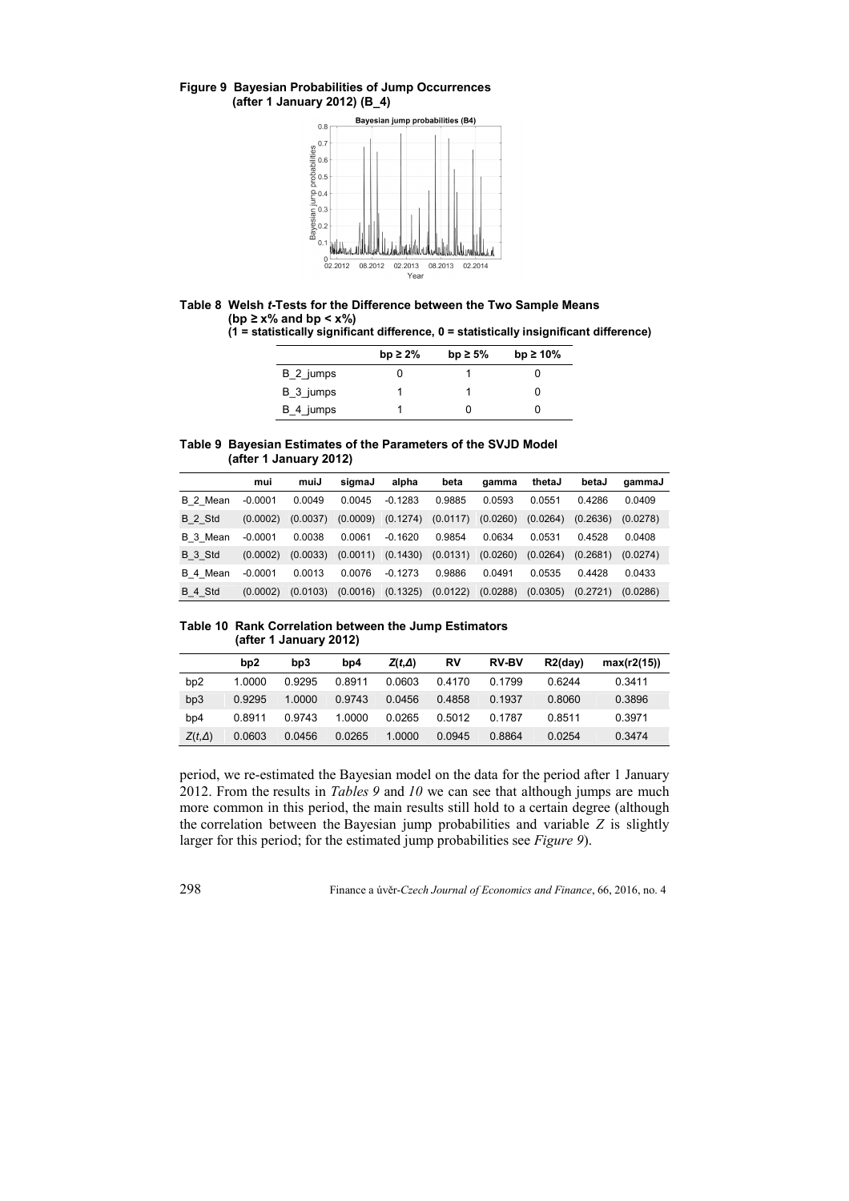**Figure 9 Bayesian Probabilities of Jump Occurrences (after 1 January 2012) (B_4)**

**Table 8 Welsh *t*-Tests for the Difference between the Two Sample Means (bp ≥ x% and bp < x%)**
**(1 = statistically significant difference, 0 = statistically insignificant difference)**

| | bp ≥ 2% | bp ≥ 5% | bp ≥ 10% |
|---|---|---|---|
| B_2_jumps | 0 | 1 | 0 |
| B_3_jumps | 1 | 1 | 0 |
| B_4_jumps | 1 | 0 | 0 |

**Table 9 Bayesian Estimates of the Parameters of the SVJD Model (after 1 January 2012)**

| | mui | muiJ | sigmaJ | alpha | beta | gamma | thetaJ | betaJ | gammaJ |
|---|---|---|---|---|---|---|---|---|---|
| B_2_Mean | -0.0001 | 0.0049 | 0.0045 | -0.1283 | 0.9885 | 0.0593 | 0.0551 | 0.4286 | 0.0409 |
| B_2_Std | (0.0002) | (0.0037) | (0.0009) | (0.1274) | (0.0117) | (0.0260) | (0.0264) | (0.2636) | (0.0278) |
| B_3_Mean | -0.0001 | 0.0038 | 0.0061 | -0.1620 | 0.9854 | 0.0634 | 0.0531 | 0.4528 | 0.0408 |
| B_3_Std | (0.0002) | (0.0033) | (0.0011) | (0.1430) | (0.0131) | (0.0260) | (0.0264) | (0.2681) | (0.0274) |
| B_4_Mean | -0.0001 | 0.0013 | 0.0076 | -0.1273 | 0.9886 | 0.0491 | 0.0535 | 0.4428 | 0.0433 |
| B_4_Std | (0.0002) | (0.0103) | (0.0016) | (0.1325) | (0.0122) | (0.0288) | (0.0305) | (0.2721) | (0.0286) |

**Table 10 Rank Correlation between the Jump Estimators (after 1 January 2012)**

| | bp2 | bp3 | bp4 | $Z(t,\Delta)$ | RV | RV-BV | R2(day) | max(r2(15)) |
|---|---|---|---|---|---|---|---|---|
| bp2 | 1.0000 | 0.9295 | 0.8911 | 0.0603 | 0.4170 | 0.1799 | 0.6244 | 0.3411 |
| bp3 | 0.9295 | 1.0000 | 0.9743 | 0.0456 | 0.4858 | 0.1937 | 0.8060 | 0.3896 |
| bp4 | 0.8911 | 0.9743 | 1.0000 | 0.0265 | 0.5012 | 0.1787 | 0.8511 | 0.3971 |
| $Z(t,\Delta)$ | 0.0603 | 0.0456 | 0.0265 | 1.0000 | 0.0945 | 0.8864 | 0.0254 | 0.3474 |

period, we re-estimated the Bayesian model on the data for the period after 1 January 2012. From the results in *Tables 9* and *10* we can see that although jumps are much more common in this period, the main results still hold to a certain degree (although the correlation between the Bayesian jump probabilities and variable $Z$ is slightly larger for this period; for the estimated jump probabilities see *Figure 9*).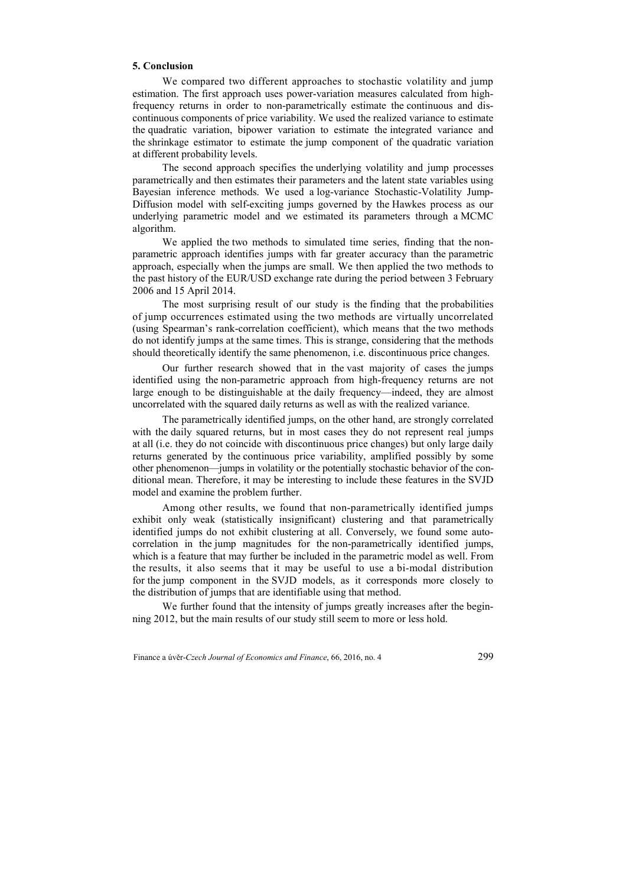## 5. Conclusion

We compared two different approaches to stochastic volatility and jump estimation. The first approach uses power-variation measures calculated from high-frequency returns in order to non-parametrically estimate the continuous and discontinuous components of price variability. We used the realized variance to estimate the quadratic variation, bipower variation to estimate the integrated variance and the shrinkage estimator to estimate the jump component of the quadratic variation at different probability levels.

The second approach specifies the underlying volatility and jump processes parametrically and then estimates their parameters and the latent state variables using Bayesian inference methods. We used a log-variance Stochastic-Volatility Jump-Diffusion model with self-exciting jumps governed by the Hawkes process as our underlying parametric model and we estimated its parameters through a MCMC algorithm.

We applied the two methods to simulated time series, finding that the non-parametric approach identifies jumps with far greater accuracy than the parametric approach, especially when the jumps are small. We then applied the two methods to the past history of the EUR/USD exchange rate during the period between 3 February 2006 and 15 April 2014.

The most surprising result of our study is the finding that the probabilities of jump occurrences estimated using the two methods are virtually uncorrelated (using Spearman's rank-correlation coefficient), which means that the two methods do not identify jumps at the same times. This is strange, considering that the methods should theoretically identify the same phenomenon, i.e. discontinuous price changes.

Our further research showed that in the vast majority of cases the jumps identified using the non-parametric approach from high-frequency returns are not large enough to be distinguishable at the daily frequency—indeed, they are almost uncorrelated with the squared daily returns as well as with the realized variance.

The parametrically identified jumps, on the other hand, are strongly correlated with the daily squared returns, but in most cases they do not represent real jumps at all (i.e. they do not coincide with discontinuous price changes) but only large daily returns generated by the continuous price variability, amplified possibly by some other phenomenon—jumps in volatility or the potentially stochastic behavior of the conditional mean. Therefore, it may be interesting to include these features in the SVJD model and examine the problem further.

Among other results, we found that non-parametrically identified jumps exhibit only weak (statistically insignificant) clustering and that parametrically identified jumps do not exhibit clustering at all. Conversely, we found some autocorrelation in the jump magnitudes for the non-parametrically identified jumps, which is a feature that may further be included in the parametric model as well. From the results, it also seems that it may be useful to use a bi-modal distribution for the jump component in the SVJD models, as it corresponds more closely to the distribution of jumps that are identifiable using that method.

We further found that the intensity of jumps greatly increases after the beginning 2012, but the main results of our study still seem to more or less hold.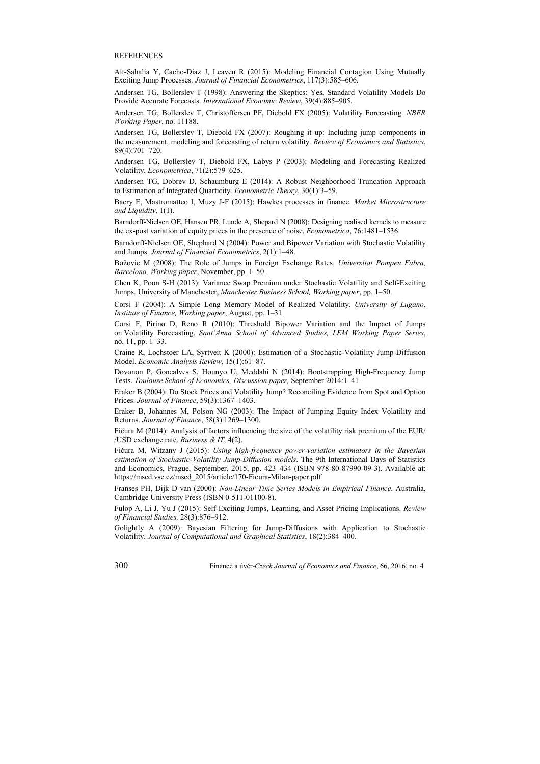REFERENCES

Ait-Sahalia Y, Cacho-Diaz J, Leaven R (2015): Modeling Financial Contagion Using Mutually Exciting Jump Processes. *Journal of Financial Econometrics*, 117(3):585–606.

Andersen TG, Bollerslev T (1998): Answering the Skeptics: Yes, Standard Volatility Models Do Provide Accurate Forecasts. *International Economic Review*, 39(4):885–905.

Andersen TG, Bollerslev T, Christoffersen PF, Diebold FX (2005): Volatility Forecasting. *NBER Working Paper*, no. 11188.

Andersen TG, Bollerslev T, Diebold FX (2007): Roughing it up: Including jump components in the measurement, modeling and forecasting of return volatility. *Review of Economics and Statistics*, 89(4):701–720.

Andersen TG, Bollerslev T, Diebold FX, Labys P (2003): Modeling and Forecasting Realized Volatility. *Econometrica*, 71(2):579–625.

Andersen TG, Dobrev D, Schaumburg E (2014): A Robust Neighborhood Truncation Approach to Estimation of Integrated Quarticity. *Econometric Theory*, 30(1):3–59.

Bacry E, Mastromatteo I, Muzy J-F (2015): Hawkes processes in finance. *Market Microstructure and Liquidity*, 1(1).

Barndorff-Nielsen OE, Hansen PR, Lunde A, Shepard N (2008): Designing realised kernels to measure the ex-post variation of equity prices in the presence of noise. *Econometrica*, 76:1481–1536.

Barndorff-Nielsen OE, Shephard N (2004): Power and Bipower Variation with Stochastic Volatility and Jumps. *Journal of Financial Econometrics*, 2(1):1–48.

Božovic M (2008): The Role of Jumps in Foreign Exchange Rates. *Universitat Pompeu Fabra, Barcelona, Working paper*, November, pp. 1–50.

Chen K, Poon S-H (2013): Variance Swap Premium under Stochastic Volatility and Self-Exciting Jumps. University of Manchester, *Manchester Business School, Working paper*, pp. 1–50.

Corsi F (2004): A Simple Long Memory Model of Realized Volatility. *University of Lugano, Institute of Finance, Working paper*, August, pp. 1–31.

Corsi F, Pirino D, Reno R (2010): Threshold Bipower Variation and the Impact of Jumps on Volatility Forecasting. *Sant'Anna School of Advanced Studies, LEM Working Paper Series*, no. 11, pp. 1–33.

Craine R, Lochstoer LA, Syrtveit K (2000): Estimation of a Stochastic-Volatility Jump-Diffusion Model. *Economic Analysis Review*, 15(1):61–87.

Dovonon P, Goncalves S, Hounyo U, Meddahi N (2014): Bootstrapping High-Frequency Jump Tests. *Toulouse School of Economics, Discussion paper,* September 2014:1–41.

Eraker B (2004): Do Stock Prices and Volatility Jump? Reconciling Evidence from Spot and Option Prices. *Journal of Finance*, 59(3):1367–1403.

Eraker B, Johannes M, Polson NG (2003): The Impact of Jumping Equity Index Volatility and Returns. *Journal of Finance*, 58(3):1269–1300.

Fičura M (2014): Analysis of factors influencing the size of the volatility risk premium of the EUR/ /USD exchange rate. *Business & IT*, 4(2).

Fičura M, Witzany J (2015): *Using high-frequency power-variation estimators in the Bayesian estimation of Stochastic-Volatility Jump-Diffusion models*. The 9th International Days of Statistics and Economics, Prague, September, 2015, pp. 423–434 (ISBN 978-80-87990-09-3). Available at: https://msed.vse.cz/msed_2015/article/170-Ficura-Milan-paper.pdf

Franses PH, Dijk D van (2000): *Non-Linear Time Series Models in Empirical Finance*. Australia, Cambridge University Press (ISBN 0-511-01100-8).

Fulop A, Li J, Yu J (2015): Self-Exciting Jumps, Learning, and Asset Pricing Implications. *Review of Financial Studies,* 28(3):876–912.

Golightly A (2009): Bayesian Filtering for Jump-Diffusions with Application to Stochastic Volatility. *Journal of Computational and Graphical Statistics*, 18(2):384–400.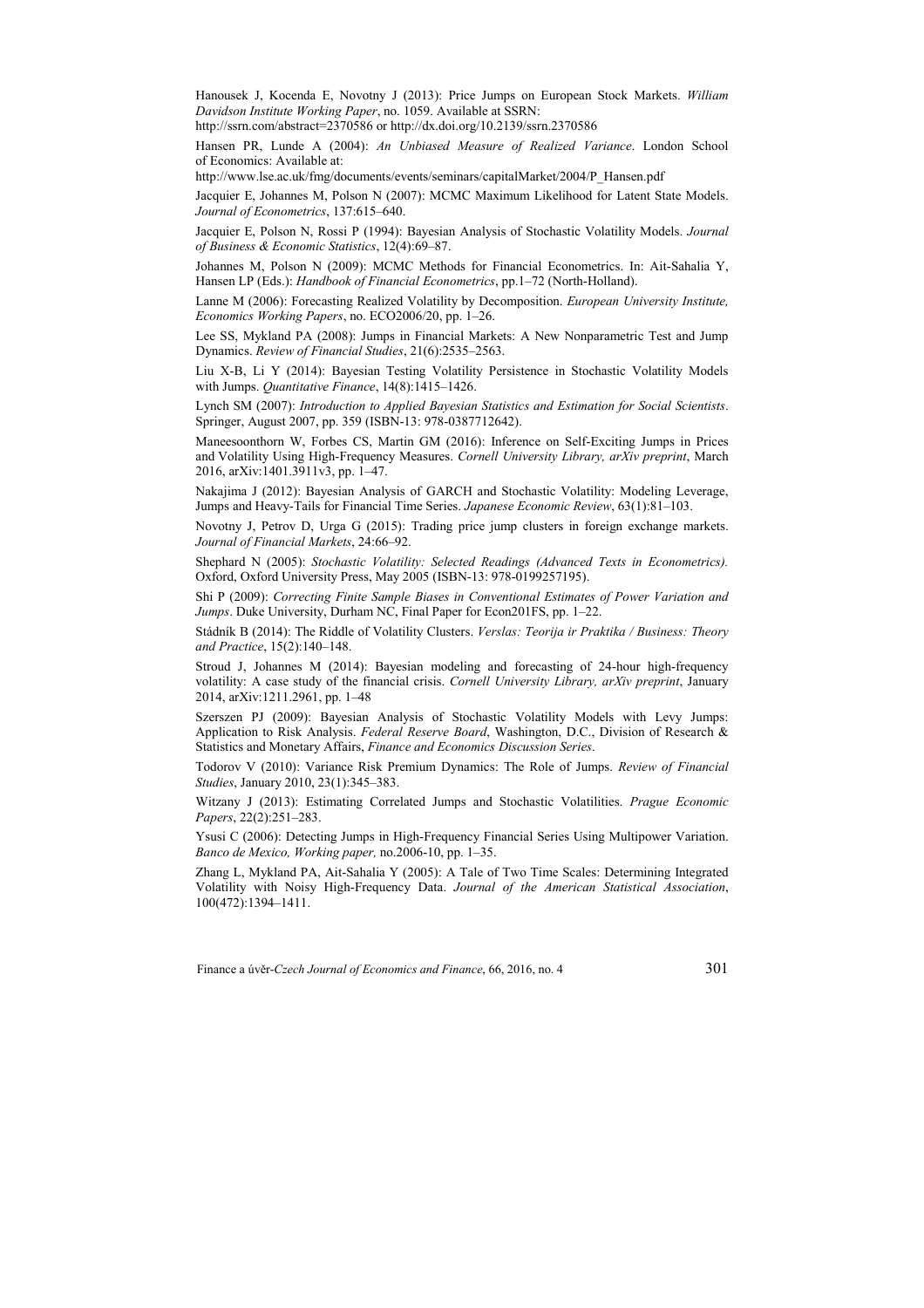Hanousek J, Kocenda E, Novotny J (2013): Price Jumps on European Stock Markets. *William Davidson Institute Working Paper*, no. 1059. Available at SSRN: http://ssrn.com/abstract=2370586 or http://dx.doi.org/10.2139/ssrn.2370586

Hansen PR, Lunde A (2004): *An Unbiased Measure of Realized Variance*. London School of Economics: Available at: http://www.lse.ac.uk/fmg/documents/events/seminars/capitalMarket/2004/P_Hansen.pdf

Jacquier E, Johannes M, Polson N (2007): MCMC Maximum Likelihood for Latent State Models. *Journal of Econometrics*, 137:615–640.

Jacquier E, Polson N, Rossi P (1994): Bayesian Analysis of Stochastic Volatility Models. *Journal of Business & Economic Statistics*, 12(4):69–87.

Johannes M, Polson N (2009): MCMC Methods for Financial Econometrics. In: Ait-Sahalia Y, Hansen LP (Eds.): *Handbook of Financial Econometrics*, pp.1–72 (North-Holland).

Lanne M (2006): Forecasting Realized Volatility by Decomposition. *European University Institute, Economics Working Papers*, no. ECO2006/20, pp. 1–26.

Lee SS, Mykland PA (2008): Jumps in Financial Markets: A New Nonparametric Test and Jump Dynamics. *Review of Financial Studies*, 21(6):2535–2563.

Liu X-B, Li Y (2014): Bayesian Testing Volatility Persistence in Stochastic Volatility Models with Jumps. *Quantitative Finance*, 14(8):1415–1426.

Lynch SM (2007): *Introduction to Applied Bayesian Statistics and Estimation for Social Scientists*. Springer, August 2007, pp. 359 (ISBN-13: 978-0387712642).

Maneesoonthorn W, Forbes CS, Martin GM (2016): Inference on Self-Exciting Jumps in Prices and Volatility Using High-Frequency Measures. *Cornell University Library, arXiv preprint*, March 2016, arXiv:1401.3911v3, pp. 1–47.

Nakajima J (2012): Bayesian Analysis of GARCH and Stochastic Volatility: Modeling Leverage, Jumps and Heavy-Tails for Financial Time Series. *Japanese Economic Review*, 63(1):81–103.

Novotny J, Petrov D, Urga G (2015): Trading price jump clusters in foreign exchange markets. *Journal of Financial Markets*, 24:66–92.

Shephard N (2005): *Stochastic Volatility: Selected Readings (Advanced Texts in Econometrics).* Oxford, Oxford University Press, May 2005 (ISBN-13: 978-0199257195).

Shi P (2009): *Correcting Finite Sample Biases in Conventional Estimates of Power Variation and Jumps*. Duke University, Durham NC, Final Paper for Econ201FS, pp. 1–22.

Stádník B (2014): The Riddle of Volatility Clusters. *Verslas: Teorija ir Praktika / Business: Theory and Practice*, 15(2):140–148.

Stroud J, Johannes M (2014): Bayesian modeling and forecasting of 24-hour high-frequency volatility: A case study of the financial crisis. *Cornell University Library, arXiv preprint*, January 2014, arXiv:1211.2961, pp. 1–48

Szerszen PJ (2009): Bayesian Analysis of Stochastic Volatility Models with Levy Jumps: Application to Risk Analysis. *Federal Reserve Board*, Washington, D.C., Division of Research & Statistics and Monetary Affairs, *Finance and Economics Discussion Series*.

Todorov V (2010): Variance Risk Premium Dynamics: The Role of Jumps. *Review of Financial Studies*, January 2010, 23(1):345–383.

Witzany J (2013): Estimating Correlated Jumps and Stochastic Volatilities. *Prague Economic Papers*, 22(2):251–283.

Ysusi C (2006): Detecting Jumps in High-Frequency Financial Series Using Multipower Variation. *Banco de Mexico, Working paper,* no.2006-10, pp. 1–35.

Zhang L, Mykland PA, Ait-Sahalia Y (2005): A Tale of Two Time Scales: Determining Integrated Volatility with Noisy High-Frequency Data. *Journal of the American Statistical Association*, 100(472):1394–1411.